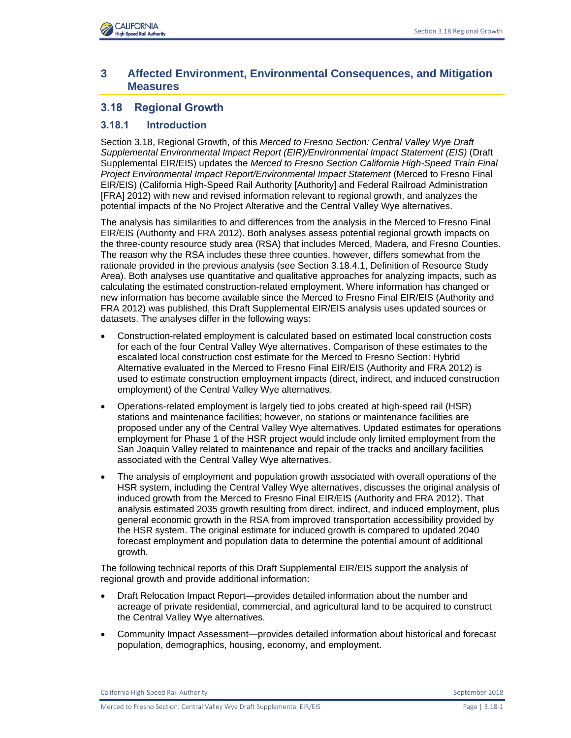# 3 Affected Environment, Environmental Consequences, and Mitigation Measures

## 3.18 Regional Growth

### 3.18.1 Introduction

Section 3.18, Regional Growth, of this *Merced to Fresno Section: Central Valley Wye Draft Supplemental Environmental Impact Report (EIR)/Environmental Impact Statement (EIS)* (Draft Supplemental EIR/EIS) updates the *Merced to Fresno Section California High-Speed Train Final Project Environmental Impact Report/Environmental Impact Statement* (Merced to Fresno Final EIR/EIS) (California High-Speed Rail Authority [Authority] and Federal Railroad Administration [FRA] 2012) with new and revised information relevant to regional growth, and analyzes the potential impacts of the No Project Alterative and the Central Valley Wye alternatives.

The analysis has similarities to and differences from the analysis in the Merced to Fresno Final EIR/EIS (Authority and FRA 2012). Both analyses assess potential regional growth impacts on the three-county resource study area (RSA) that includes Merced, Madera, and Fresno Counties. The reason why the RSA includes these three counties, however, differs somewhat from the rationale provided in the previous analysis (see Section 3.18.4.1, Definition of Resource Study Area). Both analyses use quantitative and qualitative approaches for analyzing impacts, such as calculating the estimated construction-related employment. Where information has changed or new information has become available since the Merced to Fresno Final EIR/EIS (Authority and FRA 2012) was published, this Draft Supplemental EIR/EIS analysis uses updated sources or datasets. The analyses differ in the following ways:

- Construction-related employment is calculated based on estimated local construction costs for each of the four Central Valley Wye alternatives. Comparison of these estimates to the escalated local construction cost estimate for the Merced to Fresno Section: Hybrid Alternative evaluated in the Merced to Fresno Final EIR/EIS (Authority and FRA 2012) is used to estimate construction employment impacts (direct, indirect, and induced construction employment) of the Central Valley Wye alternatives.
- Operations-related employment is largely tied to jobs created at high-speed rail (HSR) stations and maintenance facilities; however, no stations or maintenance facilities are proposed under any of the Central Valley Wye alternatives. Updated estimates for operations employment for Phase 1 of the HSR project would include only limited employment from the San Joaquin Valley related to maintenance and repair of the tracks and ancillary facilities associated with the Central Valley Wye alternatives.
- The analysis of employment and population growth associated with overall operations of the HSR system, including the Central Valley Wye alternatives, discusses the original analysis of induced growth from the Merced to Fresno Final EIR/EIS (Authority and FRA 2012). That analysis estimated 2035 growth resulting from direct, indirect, and induced employment, plus general economic growth in the RSA from improved transportation accessibility provided by the HSR system. The original estimate for induced growth is compared to updated 2040 forecast employment and population data to determine the potential amount of additional growth.

The following technical reports of this Draft Supplemental EIR/EIS support the analysis of regional growth and provide additional information:

- Draft Relocation Impact Report—provides detailed information about the number and acreage of private residential, commercial, and agricultural land to be acquired to construct the Central Valley Wye alternatives.
- Community Impact Assessment—provides detailed information about historical and forecast population, demographics, housing, economy, and employment.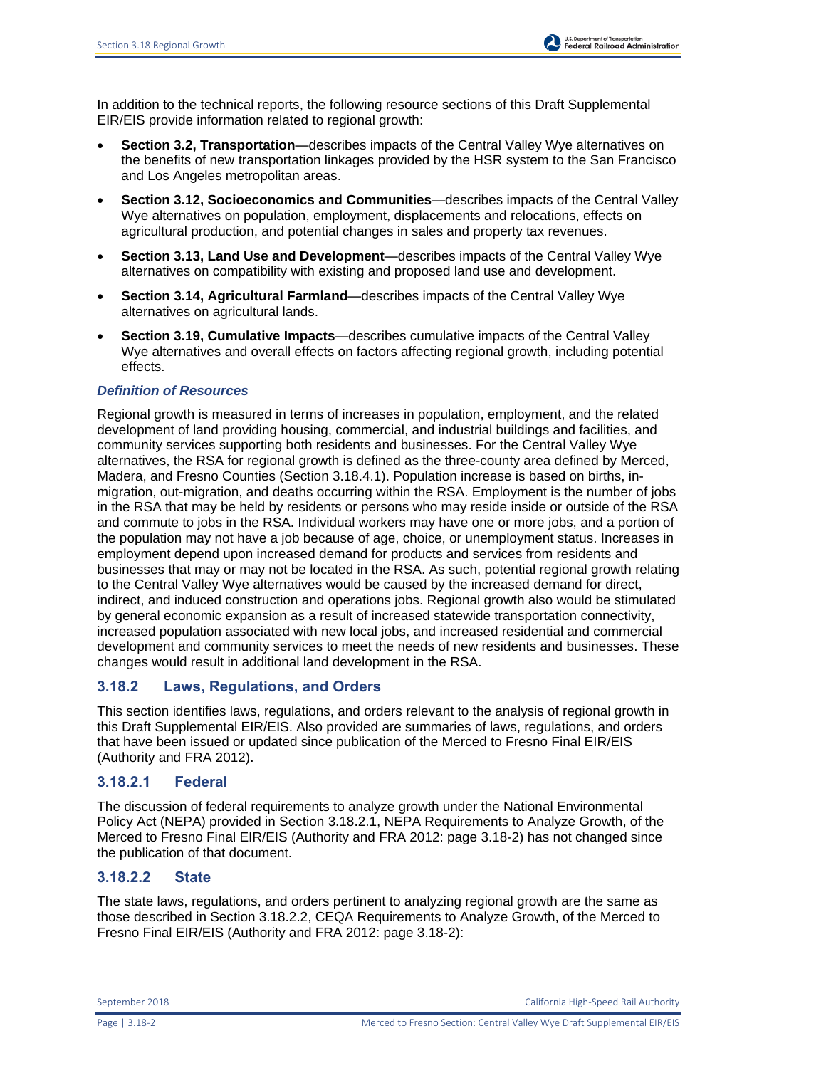In addition to the technical reports, the following resource sections of this Draft Supplemental EIR/EIS provide information related to regional growth:

- **Section 3.2, Transportation**—describes impacts of the Central Valley Wye alternatives on the benefits of new transportation linkages provided by the HSR system to the San Francisco and Los Angeles metropolitan areas.
- **Section 3.12, Socioeconomics and Communities**—describes impacts of the Central Valley Wye alternatives on population, employment, displacements and relocations, effects on agricultural production, and potential changes in sales and property tax revenues.
- **Section 3.13, Land Use and Development**—describes impacts of the Central Valley Wye alternatives on compatibility with existing and proposed land use and development.
- **Section 3.14, Agricultural Farmland**—describes impacts of the Central Valley Wye alternatives on agricultural lands.
- **Section 3.19, Cumulative Impacts**—describes cumulative impacts of the Central Valley Wye alternatives and overall effects on factors affecting regional growth, including potential effects.

***Definition of Resources***

Regional growth is measured in terms of increases in population, employment, and the related development of land providing housing, commercial, and industrial buildings and facilities, and community services supporting both residents and businesses. For the Central Valley Wye alternatives, the RSA for regional growth is defined as the three-county area defined by Merced, Madera, and Fresno Counties (Section 3.18.4.1). Population increase is based on births, in-migration, out-migration, and deaths occurring within the RSA. Employment is the number of jobs in the RSA that may be held by residents or persons who may reside inside or outside of the RSA and commute to jobs in the RSA. Individual workers may have one or more jobs, and a portion of the population may not have a job because of age, choice, or unemployment status. Increases in employment depend upon increased demand for products and services from residents and businesses that may or may not be located in the RSA. As such, potential regional growth relating to the Central Valley Wye alternatives would be caused by the increased demand for direct, indirect, and induced construction and operations jobs. Regional growth also would be stimulated by general economic expansion as a result of increased statewide transportation connectivity, increased population associated with new local jobs, and increased residential and commercial development and community services to meet the needs of new residents and businesses. These changes would result in additional land development in the RSA.

## 3.18.2 Laws, Regulations, and Orders

This section identifies laws, regulations, and orders relevant to the analysis of regional growth in this Draft Supplemental EIR/EIS. Also provided are summaries of laws, regulations, and orders that have been issued or updated since publication of the Merced to Fresno Final EIR/EIS (Authority and FRA 2012).

### 3.18.2.1 Federal

The discussion of federal requirements to analyze growth under the National Environmental Policy Act (NEPA) provided in Section 3.18.2.1, NEPA Requirements to Analyze Growth, of the Merced to Fresno Final EIR/EIS (Authority and FRA 2012: page 3.18-2) has not changed since the publication of that document.

### 3.18.2.2 State

The state laws, regulations, and orders pertinent to analyzing regional growth are the same as those described in Section 3.18.2.2, CEQA Requirements to Analyze Growth, of the Merced to Fresno Final EIR/EIS (Authority and FRA 2012: page 3.18-2):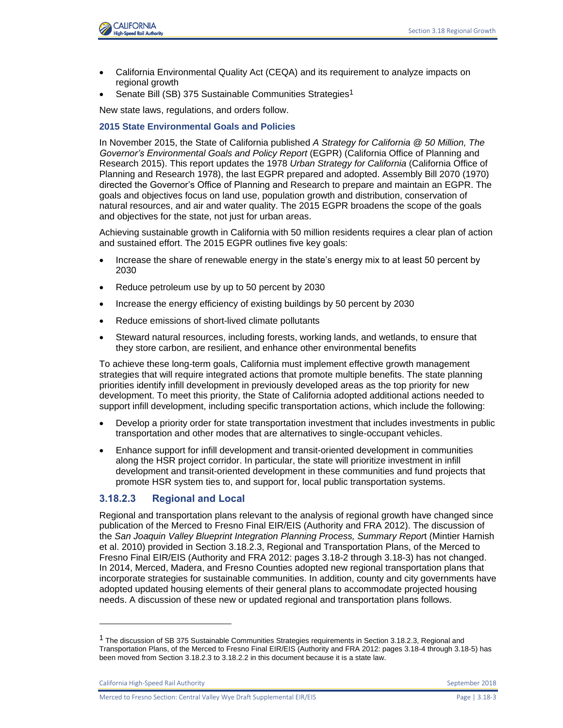- California Environmental Quality Act (CEQA) and its requirement to analyze impacts on regional growth
- Senate Bill (SB) 375 Sustainable Communities Strategies[1]

New state laws, regulations, and orders follow.

#### 2015 State Environmental Goals and Policies

In November 2015, the State of California published *A Strategy for California @ 50 Million, The Governor's Environmental Goals and Policy Report* (EGPR) (California Office of Planning and Research 2015). This report updates the 1978 *Urban Strategy for California* (California Office of Planning and Research 1978), the last EGPR prepared and adopted. Assembly Bill 2070 (1970) directed the Governor's Office of Planning and Research to prepare and maintain an EGPR. The goals and objectives focus on land use, population growth and distribution, conservation of natural resources, and air and water quality. The 2015 EGPR broadens the scope of the goals and objectives for the state, not just for urban areas.

Achieving sustainable growth in California with 50 million residents requires a clear plan of action and sustained effort. The 2015 EGPR outlines five key goals:

- Increase the share of renewable energy in the state's energy mix to at least 50 percent by 2030
- Reduce petroleum use by up to 50 percent by 2030
- Increase the energy efficiency of existing buildings by 50 percent by 2030
- Reduce emissions of short-lived climate pollutants
- Steward natural resources, including forests, working lands, and wetlands, to ensure that they store carbon, are resilient, and enhance other environmental benefits

To achieve these long-term goals, California must implement effective growth management strategies that will require integrated actions that promote multiple benefits. The state planning priorities identify infill development in previously developed areas as the top priority for new development. To meet this priority, the State of California adopted additional actions needed to support infill development, including specific transportation actions, which include the following:

- Develop a priority order for state transportation investment that includes investments in public transportation and other modes that are alternatives to single-occupant vehicles.
- Enhance support for infill development and transit-oriented development in communities along the HSR project corridor. In particular, the state will prioritize investment in infill development and transit-oriented development in these communities and fund projects that promote HSR system ties to, and support for, local public transportation systems.

### 3.18.2.3 Regional and Local

Regional and transportation plans relevant to the analysis of regional growth have changed since publication of the Merced to Fresno Final EIR/EIS (Authority and FRA 2012). The discussion of the *San Joaquin Valley Blueprint Integration Planning Process, Summary Report* (Mintier Harnish et al. 2010) provided in Section 3.18.2.3, Regional and Transportation Plans, of the Merced to Fresno Final EIR/EIS (Authority and FRA 2012: pages 3.18-2 through 3.18-3) has not changed. In 2014, Merced, Madera, and Fresno Counties adopted new regional transportation plans that incorporate strategies for sustainable communities. In addition, county and city governments have adopted updated housing elements of their general plans to accommodate projected housing needs. A discussion of these new or updated regional and transportation plans follows.

---

[1] The discussion of SB 375 Sustainable Communities Strategies requirements in Section 3.18.2.3, Regional and Transportation Plans, of the Merced to Fresno Final EIR/EIS (Authority and FRA 2012: pages 3.18-4 through 3.18-5) has been moved from Section 3.18.2.3 to 3.18.2.2 in this document because it is a state law.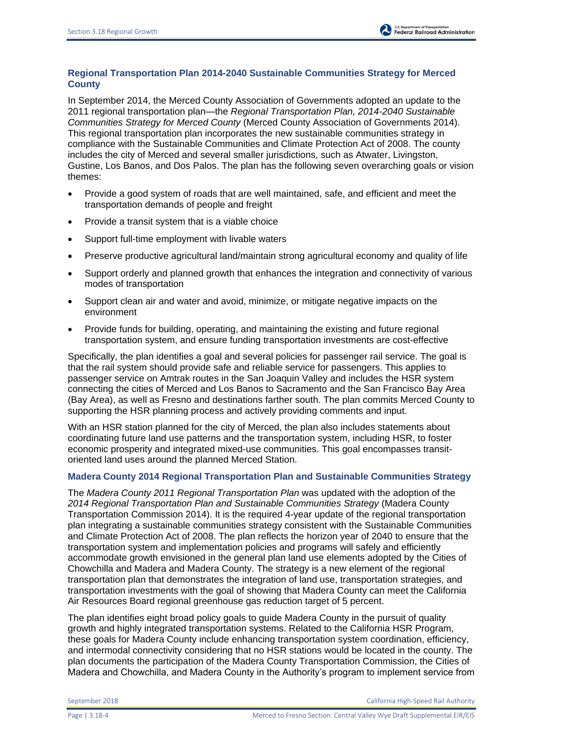### Regional Transportation Plan 2014-2040 Sustainable Communities Strategy for Merced County

In September 2014, the Merced County Association of Governments adopted an update to the 2011 regional transportation plan—the *Regional Transportation Plan, 2014-2040 Sustainable Communities Strategy for Merced County* (Merced County Association of Governments 2014). This regional transportation plan incorporates the new sustainable communities strategy in compliance with the Sustainable Communities and Climate Protection Act of 2008. The county includes the city of Merced and several smaller jurisdictions, such as Atwater, Livingston, Gustine, Los Banos, and Dos Palos. The plan has the following seven overarching goals or vision themes:

- Provide a good system of roads that are well maintained, safe, and efficient and meet the transportation demands of people and freight
- Provide a transit system that is a viable choice
- Support full-time employment with livable waters
- Preserve productive agricultural land/maintain strong agricultural economy and quality of life
- Support orderly and planned growth that enhances the integration and connectivity of various modes of transportation
- Support clean air and water and avoid, minimize, or mitigate negative impacts on the environment
- Provide funds for building, operating, and maintaining the existing and future regional transportation system, and ensure funding transportation investments are cost-effective

Specifically, the plan identifies a goal and several policies for passenger rail service. The goal is that the rail system should provide safe and reliable service for passengers. This applies to passenger service on Amtrak routes in the San Joaquin Valley and includes the HSR system connecting the cities of Merced and Los Banos to Sacramento and the San Francisco Bay Area (Bay Area), as well as Fresno and destinations farther south. The plan commits Merced County to supporting the HSR planning process and actively providing comments and input.

With an HSR station planned for the city of Merced, the plan also includes statements about coordinating future land use patterns and the transportation system, including HSR, to foster economic prosperity and integrated mixed-use communities. This goal encompasses transit-oriented land uses around the planned Merced Station.

### Madera County 2014 Regional Transportation Plan and Sustainable Communities Strategy

The *Madera County 2011 Regional Transportation Plan* was updated with the adoption of the *2014 Regional Transportation Plan and Sustainable Communities Strategy* (Madera County Transportation Commission 2014). It is the required 4-year update of the regional transportation plan integrating a sustainable communities strategy consistent with the Sustainable Communities and Climate Protection Act of 2008. The plan reflects the horizon year of 2040 to ensure that the transportation system and implementation policies and programs will safely and efficiently accommodate growth envisioned in the general plan land use elements adopted by the Cities of Chowchilla and Madera and Madera County. The strategy is a new element of the regional transportation plan that demonstrates the integration of land use, transportation strategies, and transportation investments with the goal of showing that Madera County can meet the California Air Resources Board regional greenhouse gas reduction target of 5 percent.

The plan identifies eight broad policy goals to guide Madera County in the pursuit of quality growth and highly integrated transportation systems. Related to the California HSR Program, these goals for Madera County include enhancing transportation system coordination, efficiency, and intermodal connectivity considering that no HSR stations would be located in the county. The plan documents the participation of the Madera County Transportation Commission, the Cities of Madera and Chowchilla, and Madera County in the Authority's program to implement service from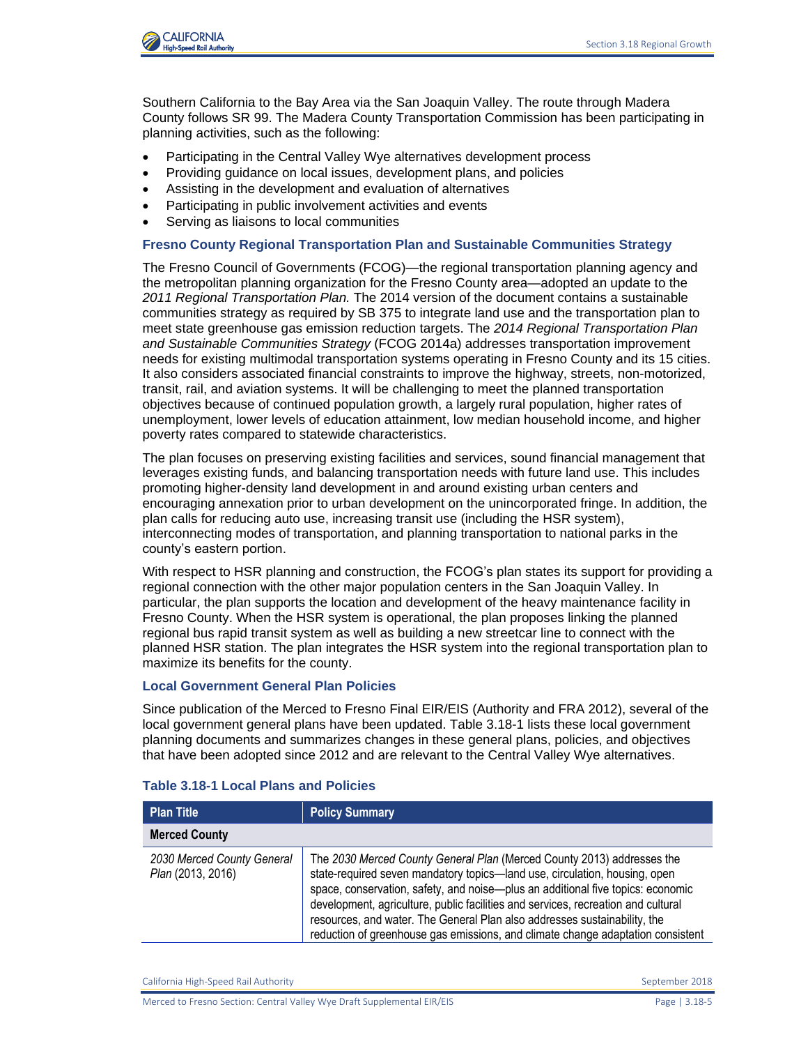Southern California to the Bay Area via the San Joaquin Valley. The route through Madera County follows SR 99. The Madera County Transportation Commission has been participating in planning activities, such as the following:

- Participating in the Central Valley Wye alternatives development process
- Providing guidance on local issues, development plans, and policies
- Assisting in the development and evaluation of alternatives
- Participating in public involvement activities and events
- Serving as liaisons to local communities

### Fresno County Regional Transportation Plan and Sustainable Communities Strategy

The Fresno Council of Governments (FCOG)—the regional transportation planning agency and the metropolitan planning organization for the Fresno County area—adopted an update to the *2011 Regional Transportation Plan.* The 2014 version of the document contains a sustainable communities strategy as required by SB 375 to integrate land use and the transportation plan to meet state greenhouse gas emission reduction targets. The *2014 Regional Transportation Plan and Sustainable Communities Strategy* (FCOG 2014a) addresses transportation improvement needs for existing multimodal transportation systems operating in Fresno County and its 15 cities. It also considers associated financial constraints to improve the highway, streets, non-motorized, transit, rail, and aviation systems. It will be challenging to meet the planned transportation objectives because of continued population growth, a largely rural population, higher rates of unemployment, lower levels of education attainment, low median household income, and higher poverty rates compared to statewide characteristics.

The plan focuses on preserving existing facilities and services, sound financial management that leverages existing funds, and balancing transportation needs with future land use. This includes promoting higher-density land development in and around existing urban centers and encouraging annexation prior to urban development on the unincorporated fringe. In addition, the plan calls for reducing auto use, increasing transit use (including the HSR system), interconnecting modes of transportation, and planning transportation to national parks in the county's eastern portion.

With respect to HSR planning and construction, the FCOG's plan states its support for providing a regional connection with the other major population centers in the San Joaquin Valley. In particular, the plan supports the location and development of the heavy maintenance facility in Fresno County. When the HSR system is operational, the plan proposes linking the planned regional bus rapid transit system as well as building a new streetcar line to connect with the planned HSR station. The plan integrates the HSR system into the regional transportation plan to maximize its benefits for the county.

### Local Government General Plan Policies

Since publication of the Merced to Fresno Final EIR/EIS (Authority and FRA 2012), several of the local government general plans have been updated. Table 3.18-1 lists these local government planning documents and summarizes changes in these general plans, policies, and objectives that have been adopted since 2012 and are relevant to the Central Valley Wye alternatives.

**Table 3.18-1 Local Plans and Policies**

| Plan Title | Policy Summary |
|---|---|
| **Merced County** | |
| *2030 Merced County General Plan* (2013, 2016) | The *2030 Merced County General Plan* (Merced County 2013) addresses the state-required seven mandatory topics—land use, circulation, housing, open space, conservation, safety, and noise—plus an additional five topics: economic development, agriculture, public facilities and services, recreation and cultural resources, and water. The General Plan also addresses sustainability, the reduction of greenhouse gas emissions, and climate change adaptation consistent |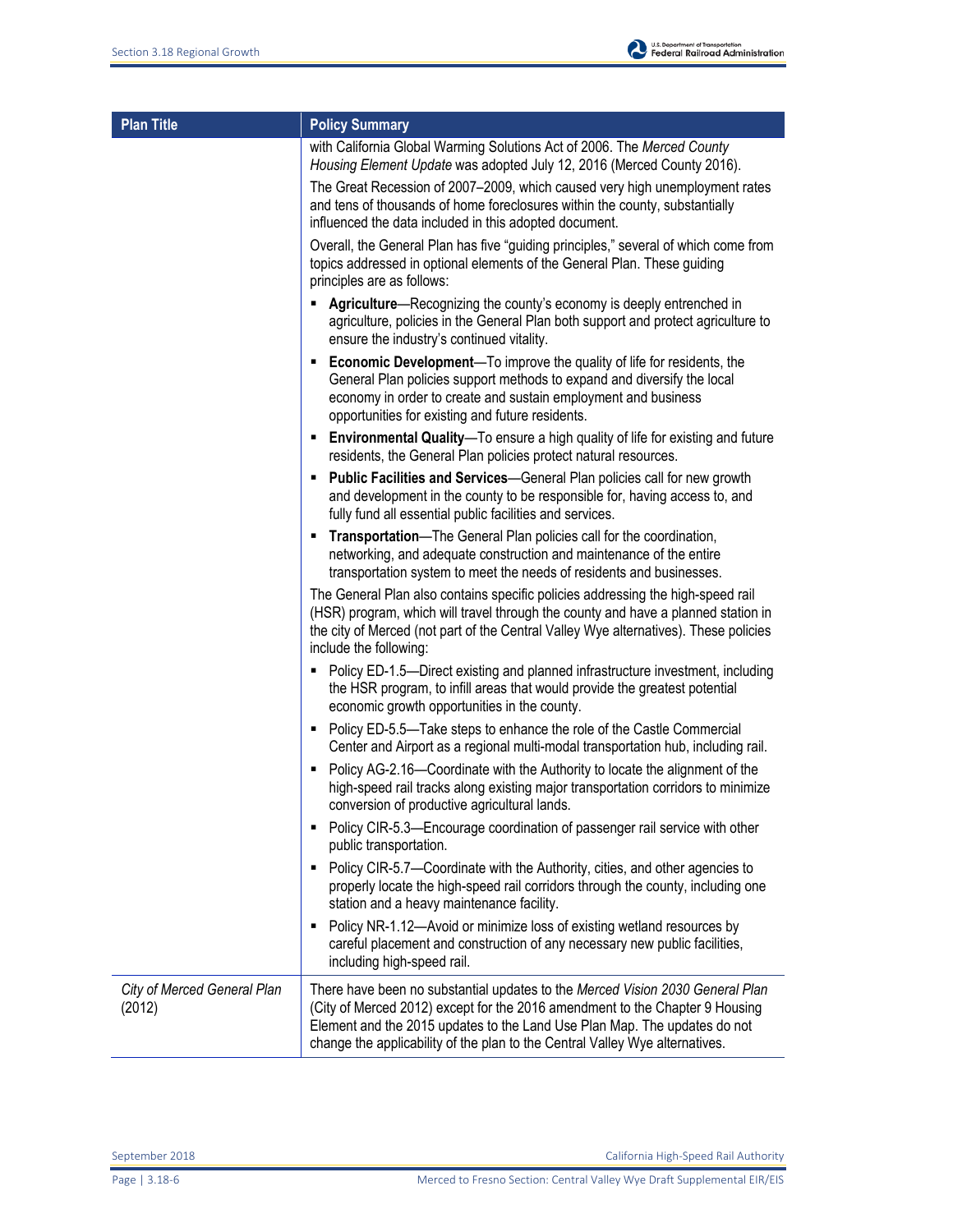| Plan Title | Policy Summary |
|---|---|
| | with California Global Warming Solutions Act of 2006. The *Merced County Housing Element Update* was adopted July 12, 2016 (Merced County 2016).<br><br>The Great Recession of 2007–2009, which caused very high unemployment rates and tens of thousands of home foreclosures within the county, substantially influenced the data included in this adopted document.<br><br>Overall, the General Plan has five "guiding principles," several of which come from topics addressed in optional elements of the General Plan. These guiding principles are as follows:<br>▪ **Agriculture**—Recognizing the county's economy is deeply entrenched in agriculture, policies in the General Plan both support and protect agriculture to ensure the industry's continued vitality.<br>▪ **Economic Development**—To improve the quality of life for residents, the General Plan policies support methods to expand and diversify the local economy in order to create and sustain employment and business opportunities for existing and future residents.<br>▪ **Environmental Quality**—To ensure a high quality of life for existing and future residents, the General Plan policies protect natural resources.<br>▪ **Public Facilities and Services**—General Plan policies call for new growth and development in the county to be responsible for, having access to, and fully fund all essential public facilities and services.<br>▪ **Transportation**—The General Plan policies call for the coordination, networking, and adequate construction and maintenance of the entire transportation system to meet the needs of residents and businesses.<br><br>The General Plan also contains specific policies addressing the high-speed rail (HSR) program, which will travel through the county and have a planned station in the city of Merced (not part of the Central Valley Wye alternatives). These policies include the following:<br>▪ Policy ED-1.5—Direct existing and planned infrastructure investment, including the HSR program, to infill areas that would provide the greatest potential economic growth opportunities in the county.<br>▪ Policy ED-5.5—Take steps to enhance the role of the Castle Commercial Center and Airport as a regional multi-modal transportation hub, including rail.<br>▪ Policy AG-2.16—Coordinate with the Authority to locate the alignment of the high-speed rail tracks along existing major transportation corridors to minimize conversion of productive agricultural lands.<br>▪ Policy CIR-5.3—Encourage coordination of passenger rail service with other public transportation.<br>▪ Policy CIR-5.7—Coordinate with the Authority, cities, and other agencies to properly locate the high-speed rail corridors through the county, including one station and a heavy maintenance facility.<br>▪ Policy NR-1.12—Avoid or minimize loss of existing wetland resources by careful placement and construction of any necessary new public facilities, including high-speed rail. |
| *City of Merced General Plan* (2012) | There have been no substantial updates to the *Merced Vision 2030 General Plan* (City of Merced 2012) except for the 2016 amendment to the Chapter 9 Housing Element and the 2015 updates to the Land Use Plan Map. The updates do not change the applicability of the plan to the Central Valley Wye alternatives. |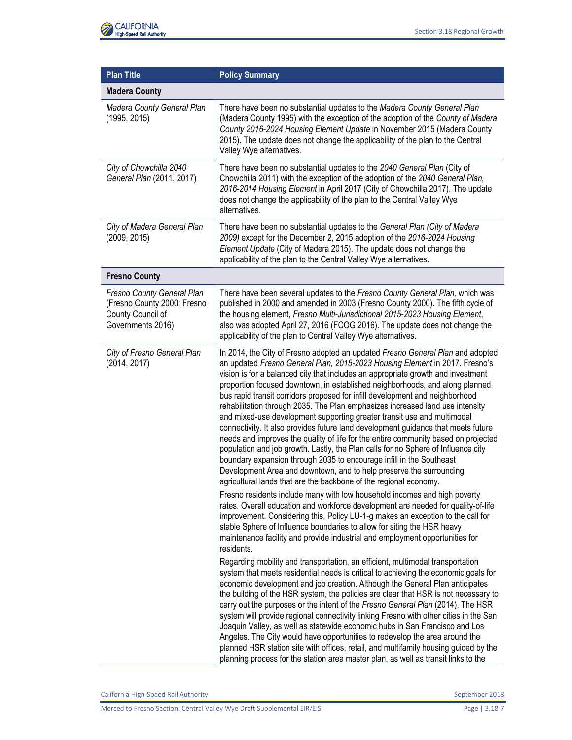| Plan Title | Policy Summary |
|---|---|
| **Madera County** | |
| *Madera County General Plan* (1995, 2015) | There have been no substantial updates to the *Madera County General Plan* (Madera County 1995) with the exception of the adoption of the *County of Madera County 2016-2024 Housing Element Update* in November 2015 (Madera County 2015). The update does not change the applicability of the plan to the Central Valley Wye alternatives. |
| *City of Chowchilla 2040 General Plan* (2011, 2017) | There have been no substantial updates to the *2040 General Plan* (City of Chowchilla 2011) with the exception of the adoption of the *2040 General Plan, 2016-2014 Housing Element* in April 2017 (City of Chowchilla 2017). The update does not change the applicability of the plan to the Central Valley Wye alternatives. |
| *City of Madera General Plan* (2009, 2015) | There have been no substantial updates to the *General Plan (City of Madera 2009)* except for the December 2, 2015 adoption of the *2016-2024 Housing Element Update* (City of Madera 2015). The update does not change the applicability of the plan to the Central Valley Wye alternatives. |
| **Fresno County** | |
| *Fresno County General Plan* (Fresno County 2000; Fresno County Council of Governments 2016) | There have been several updates to the *Fresno County General Plan*, which was published in 2000 and amended in 2003 (Fresno County 2000). The fifth cycle of the housing element, *Fresno Multi-Jurisdictional 2015-2023 Housing Element*, also was adopted April 27, 2016 (FCOG 2016). The update does not change the applicability of the plan to Central Valley Wye alternatives. |
| *City of Fresno General Plan* (2014, 2017) | In 2014, the City of Fresno adopted an updated *Fresno General Plan* and adopted an updated *Fresno General Plan, 2015-2023 Housing Element* in 2017. Fresno's vision is for a balanced city that includes an appropriate growth and investment proportion focused downtown, in established neighborhoods, and along planned bus rapid transit corridors proposed for infill development and neighborhood rehabilitation through 2035. The Plan emphasizes increased land use intensity and mixed-use development supporting greater transit use and multimodal connectivity. It also provides future land development guidance that meets future needs and improves the quality of life for the entire community based on projected population and job growth. Lastly, the Plan calls for no Sphere of Influence city boundary expansion through 2035 to encourage infill in the Southeast Development Area and downtown, and to help preserve the surrounding agricultural lands that are the backbone of the regional economy.<br><br>Fresno residents include many with low household incomes and high poverty rates. Overall education and workforce development are needed for quality-of-life improvement. Considering this, Policy LU-1-g makes an exception to the call for stable Sphere of Influence boundaries to allow for siting the HSR heavy maintenance facility and provide industrial and employment opportunities for residents.<br><br>Regarding mobility and transportation, an efficient, multimodal transportation system that meets residential needs is critical to achieving the economic goals for economic development and job creation. Although the General Plan anticipates the building of the HSR system, the policies are clear that HSR is not necessary to carry out the purposes or the intent of the *Fresno General Plan* (2014). The HSR system will provide regional connectivity linking Fresno with other cities in the San Joaquin Valley, as well as statewide economic hubs in San Francisco and Los Angeles. The City would have opportunities to redevelop the area around the planned HSR station site with offices, retail, and multifamily housing guided by the planning process for the station area master plan, as well as transit links to the |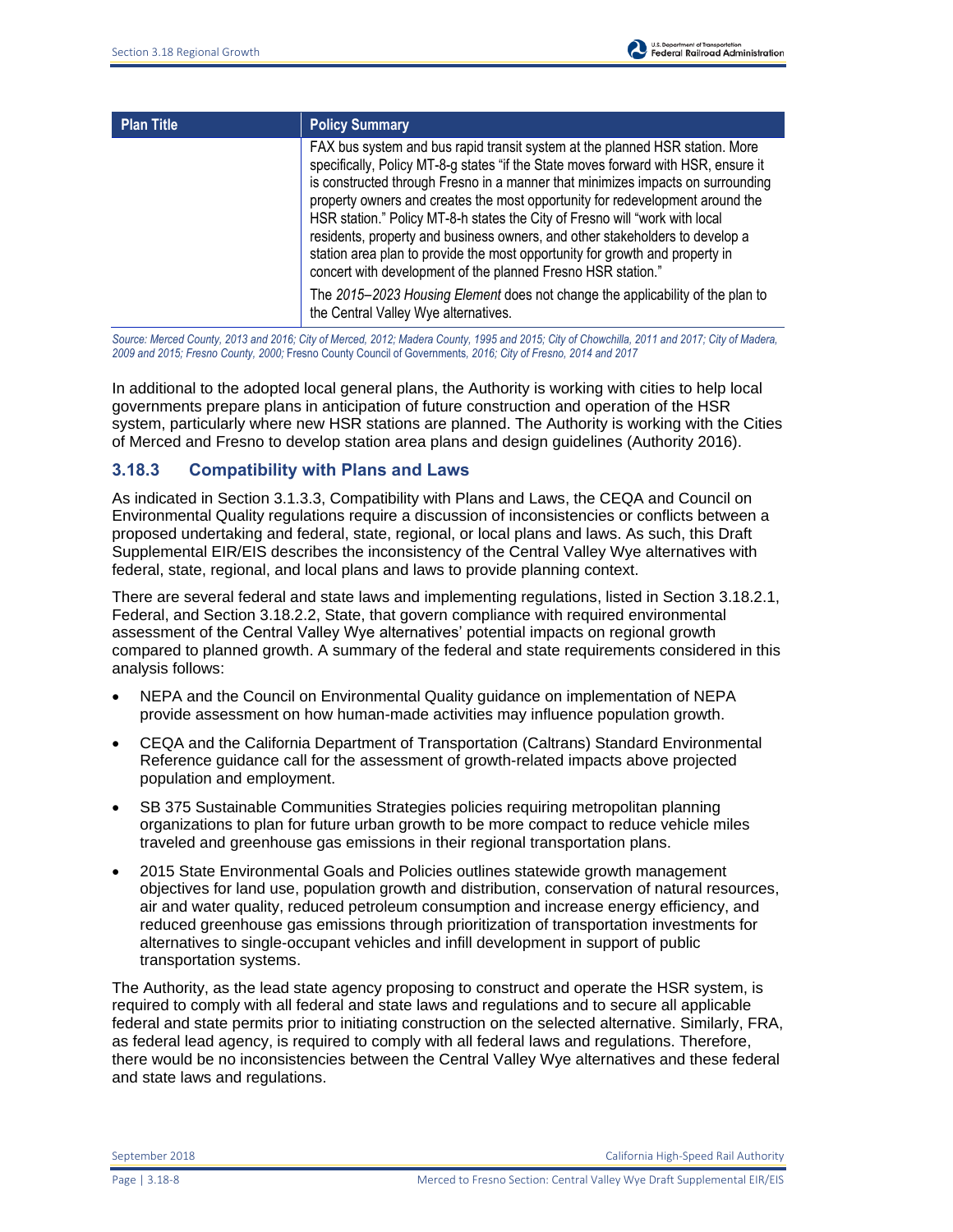| Plan Title | Policy Summary |
| --- | --- |
| | FAX bus system and bus rapid transit system at the planned HSR station. More specifically, Policy MT-8-g states "if the State moves forward with HSR, ensure it is constructed through Fresno in a manner that minimizes impacts on surrounding property owners and creates the most opportunity for redevelopment around the HSR station." Policy MT-8-h states the City of Fresno will "work with local residents, property and business owners, and other stakeholders to develop a station area plan to provide the most opportunity for growth and property in concert with development of the planned Fresno HSR station."<br><br>The *2015–2023 Housing Element* does not change the applicability of the plan to the Central Valley Wye alternatives. |

*Source: Merced County, 2013 and 2016; City of Merced, 2012; Madera County, 1995 and 2015; City of Chowchilla, 2011 and 2017; City of Madera, 2009 and 2015; Fresno County, 2000;* Fresno County Council of Governments*, 2016; City of Fresno, 2014 and 2017*

In additional to the adopted local general plans, the Authority is working with cities to help local governments prepare plans in anticipation of future construction and operation of the HSR system, particularly where new HSR stations are planned. The Authority is working with the Cities of Merced and Fresno to develop station area plans and design guidelines (Authority 2016).

### 3.18.3 Compatibility with Plans and Laws

As indicated in Section 3.1.3.3, Compatibility with Plans and Laws, the CEQA and Council on Environmental Quality regulations require a discussion of inconsistencies or conflicts between a proposed undertaking and federal, state, regional, or local plans and laws. As such, this Draft Supplemental EIR/EIS describes the inconsistency of the Central Valley Wye alternatives with federal, state, regional, and local plans and laws to provide planning context.

There are several federal and state laws and implementing regulations, listed in Section 3.18.2.1, Federal, and Section 3.18.2.2, State, that govern compliance with required environmental assessment of the Central Valley Wye alternatives' potential impacts on regional growth compared to planned growth. A summary of the federal and state requirements considered in this analysis follows:

- NEPA and the Council on Environmental Quality guidance on implementation of NEPA provide assessment on how human-made activities may influence population growth.
- CEQA and the California Department of Transportation (Caltrans) Standard Environmental Reference guidance call for the assessment of growth-related impacts above projected population and employment.
- SB 375 Sustainable Communities Strategies policies requiring metropolitan planning organizations to plan for future urban growth to be more compact to reduce vehicle miles traveled and greenhouse gas emissions in their regional transportation plans.
- 2015 State Environmental Goals and Policies outlines statewide growth management objectives for land use, population growth and distribution, conservation of natural resources, air and water quality, reduced petroleum consumption and increase energy efficiency, and reduced greenhouse gas emissions through prioritization of transportation investments for alternatives to single-occupant vehicles and infill development in support of public transportation systems.

The Authority, as the lead state agency proposing to construct and operate the HSR system, is required to comply with all federal and state laws and regulations and to secure all applicable federal and state permits prior to initiating construction on the selected alternative. Similarly, FRA, as federal lead agency, is required to comply with all federal laws and regulations. Therefore, there would be no inconsistencies between the Central Valley Wye alternatives and these federal and state laws and regulations.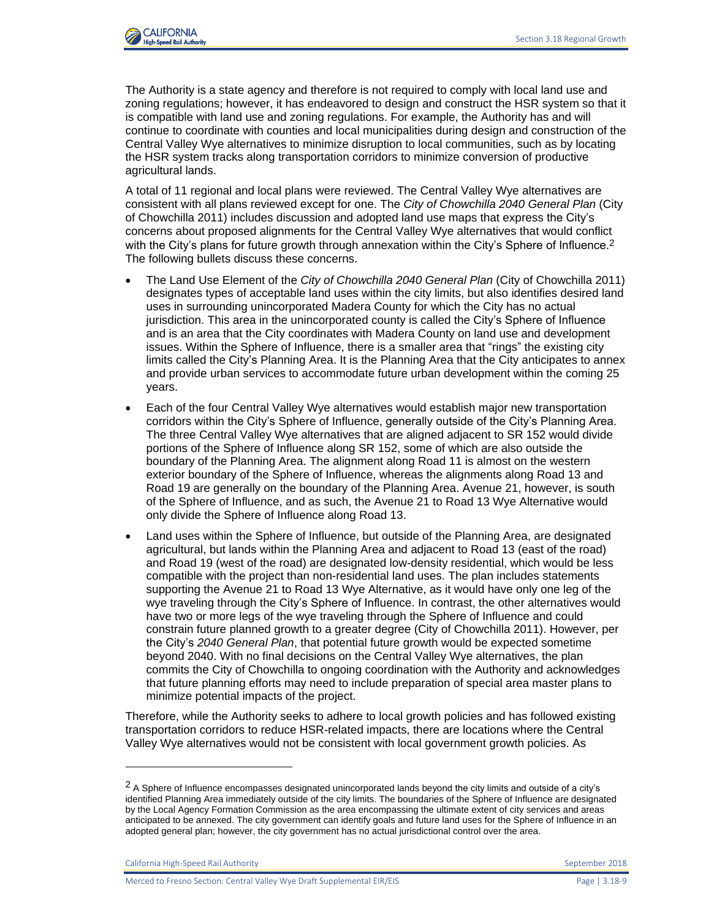The Authority is a state agency and therefore is not required to comply with local land use and zoning regulations; however, it has endeavored to design and construct the HSR system so that it is compatible with land use and zoning regulations. For example, the Authority has and will continue to coordinate with counties and local municipalities during design and construction of the Central Valley Wye alternatives to minimize disruption to local communities, such as by locating the HSR system tracks along transportation corridors to minimize conversion of productive agricultural lands.

A total of 11 regional and local plans were reviewed. The Central Valley Wye alternatives are consistent with all plans reviewed except for one. The *City of Chowchilla 2040 General Plan* (City of Chowchilla 2011) includes discussion and adopted land use maps that express the City's concerns about proposed alignments for the Central Valley Wye alternatives that would conflict with the City's plans for future growth through annexation within the City's Sphere of Influence.[2] The following bullets discuss these concerns.

- The Land Use Element of the *City of Chowchilla 2040 General Plan* (City of Chowchilla 2011) designates types of acceptable land uses within the city limits, but also identifies desired land uses in surrounding unincorporated Madera County for which the City has no actual jurisdiction. This area in the unincorporated county is called the City's Sphere of Influence and is an area that the City coordinates with Madera County on land use and development issues. Within the Sphere of Influence, there is a smaller area that "rings" the existing city limits called the City's Planning Area. It is the Planning Area that the City anticipates to annex and provide urban services to accommodate future urban development within the coming 25 years.
- Each of the four Central Valley Wye alternatives would establish major new transportation corridors within the City's Sphere of Influence, generally outside of the City's Planning Area. The three Central Valley Wye alternatives that are aligned adjacent to SR 152 would divide portions of the Sphere of Influence along SR 152, some of which are also outside the boundary of the Planning Area. The alignment along Road 11 is almost on the western exterior boundary of the Sphere of Influence, whereas the alignments along Road 13 and Road 19 are generally on the boundary of the Planning Area. Avenue 21, however, is south of the Sphere of Influence, and as such, the Avenue 21 to Road 13 Wye Alternative would only divide the Sphere of Influence along Road 13.
- Land uses within the Sphere of Influence, but outside of the Planning Area, are designated agricultural, but lands within the Planning Area and adjacent to Road 13 (east of the road) and Road 19 (west of the road) are designated low-density residential, which would be less compatible with the project than non-residential land uses. The plan includes statements supporting the Avenue 21 to Road 13 Wye Alternative, as it would have only one leg of the wye traveling through the City's Sphere of Influence. In contrast, the other alternatives would have two or more legs of the wye traveling through the Sphere of Influence and could constrain future planned growth to a greater degree (City of Chowchilla 2011). However, per the City's *2040 General Plan*, that potential future growth would be expected sometime beyond 2040. With no final decisions on the Central Valley Wye alternatives, the plan commits the City of Chowchilla to ongoing coordination with the Authority and acknowledges that future planning efforts may need to include preparation of special area master plans to minimize potential impacts of the project.

Therefore, while the Authority seeks to adhere to local growth policies and has followed existing transportation corridors to reduce HSR-related impacts, there are locations where the Central Valley Wye alternatives would not be consistent with local government growth policies. As

---

[2] A Sphere of Influence encompasses designated unincorporated lands beyond the city limits and outside of a city's identified Planning Area immediately outside of the city limits. The boundaries of the Sphere of Influence are designated by the Local Agency Formation Commission as the area encompassing the ultimate extent of city services and areas anticipated to be annexed. The city government can identify goals and future land uses for the Sphere of Influence in an adopted general plan; however, the city government has no actual jurisdictional control over the area.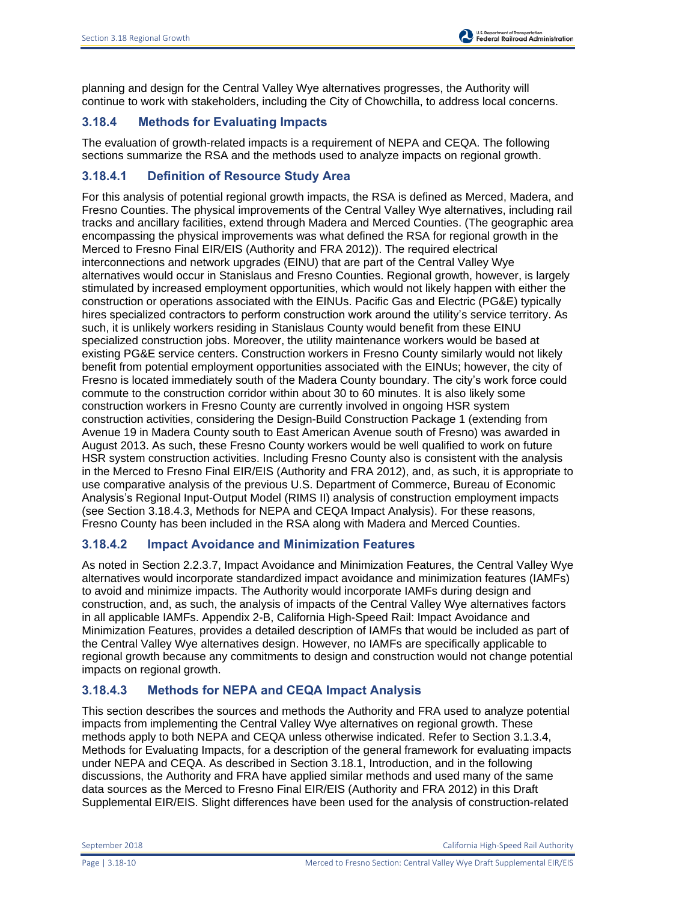planning and design for the Central Valley Wye alternatives progresses, the Authority will continue to work with stakeholders, including the City of Chowchilla, to address local concerns.

### 3.18.4 Methods for Evaluating Impacts

The evaluation of growth-related impacts is a requirement of NEPA and CEQA. The following sections summarize the RSA and the methods used to analyze impacts on regional growth.

#### 3.18.4.1 Definition of Resource Study Area

For this analysis of potential regional growth impacts, the RSA is defined as Merced, Madera, and Fresno Counties. The physical improvements of the Central Valley Wye alternatives, including rail tracks and ancillary facilities, extend through Madera and Merced Counties. (The geographic area encompassing the physical improvements was what defined the RSA for regional growth in the Merced to Fresno Final EIR/EIS (Authority and FRA 2012)). The required electrical interconnections and network upgrades (EINU) that are part of the Central Valley Wye alternatives would occur in Stanislaus and Fresno Counties. Regional growth, however, is largely stimulated by increased employment opportunities, which would not likely happen with either the construction or operations associated with the EINUs. Pacific Gas and Electric (PG&E) typically hires specialized contractors to perform construction work around the utility's service territory. As such, it is unlikely workers residing in Stanislaus County would benefit from these EINU specialized construction jobs. Moreover, the utility maintenance workers would be based at existing PG&E service centers. Construction workers in Fresno County similarly would not likely benefit from potential employment opportunities associated with the EINUs; however, the city of Fresno is located immediately south of the Madera County boundary. The city's work force could commute to the construction corridor within about 30 to 60 minutes. It is also likely some construction workers in Fresno County are currently involved in ongoing HSR system construction activities, considering the Design-Build Construction Package 1 (extending from Avenue 19 in Madera County south to East American Avenue south of Fresno) was awarded in August 2013. As such, these Fresno County workers would be well qualified to work on future HSR system construction activities. Including Fresno County also is consistent with the analysis in the Merced to Fresno Final EIR/EIS (Authority and FRA 2012), and, as such, it is appropriate to use comparative analysis of the previous U.S. Department of Commerce, Bureau of Economic Analysis's Regional Input-Output Model (RIMS II) analysis of construction employment impacts (see Section 3.18.4.3, Methods for NEPA and CEQA Impact Analysis). For these reasons, Fresno County has been included in the RSA along with Madera and Merced Counties.

#### 3.18.4.2 Impact Avoidance and Minimization Features

As noted in Section 2.2.3.7, Impact Avoidance and Minimization Features, the Central Valley Wye alternatives would incorporate standardized impact avoidance and minimization features (IAMFs) to avoid and minimize impacts. The Authority would incorporate IAMFs during design and construction, and, as such, the analysis of impacts of the Central Valley Wye alternatives factors in all applicable IAMFs. Appendix 2-B, California High-Speed Rail: Impact Avoidance and Minimization Features, provides a detailed description of IAMFs that would be included as part of the Central Valley Wye alternatives design. However, no IAMFs are specifically applicable to regional growth because any commitments to design and construction would not change potential impacts on regional growth.

#### 3.18.4.3 Methods for NEPA and CEQA Impact Analysis

This section describes the sources and methods the Authority and FRA used to analyze potential impacts from implementing the Central Valley Wye alternatives on regional growth. These methods apply to both NEPA and CEQA unless otherwise indicated. Refer to Section 3.1.3.4, Methods for Evaluating Impacts, for a description of the general framework for evaluating impacts under NEPA and CEQA. As described in Section 3.18.1, Introduction, and in the following discussions, the Authority and FRA have applied similar methods and used many of the same data sources as the Merced to Fresno Final EIR/EIS (Authority and FRA 2012) in this Draft Supplemental EIR/EIS. Slight differences have been used for the analysis of construction-related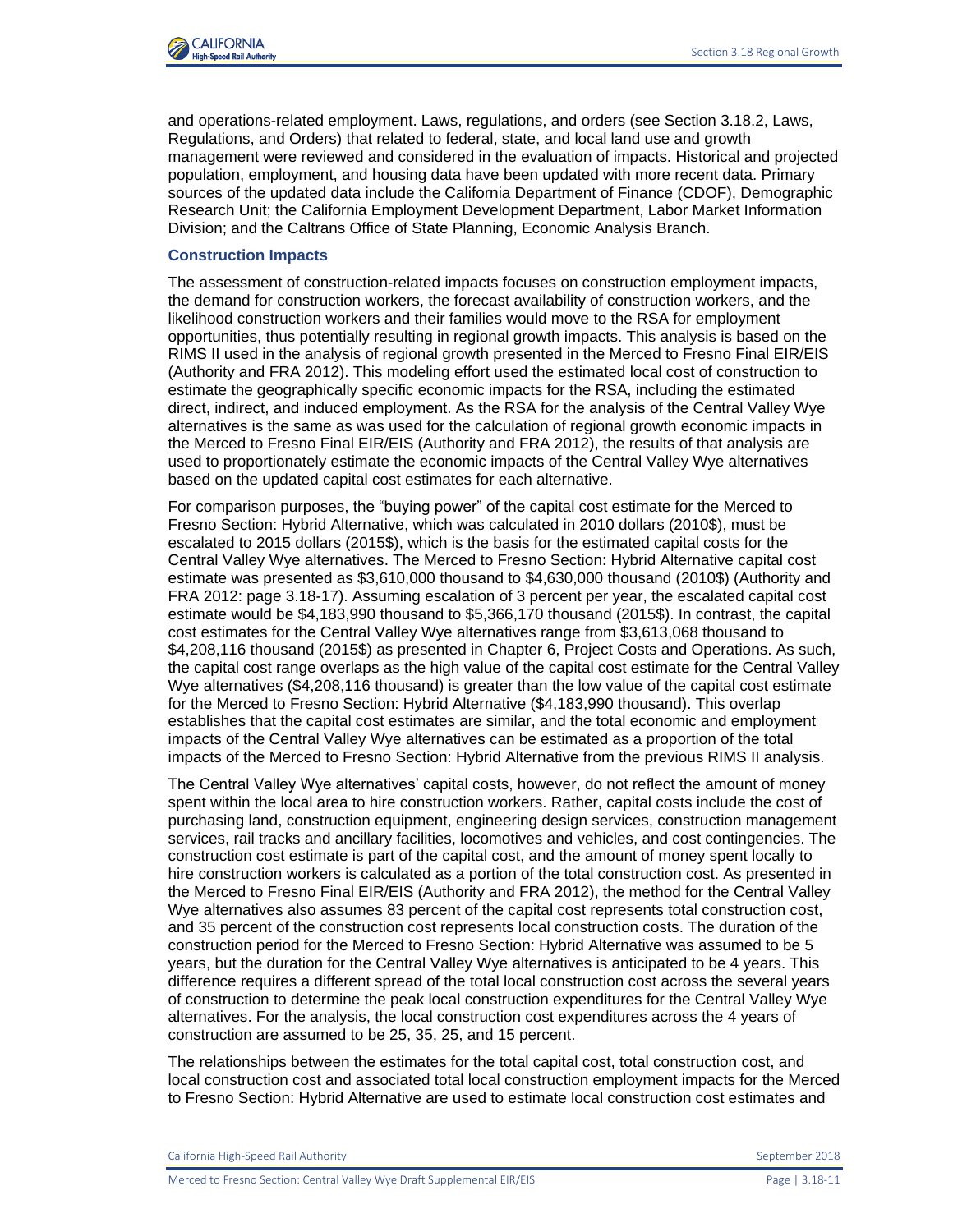and operations-related employment. Laws, regulations, and orders (see Section 3.18.2, Laws, Regulations, and Orders) that related to federal, state, and local land use and growth management were reviewed and considered in the evaluation of impacts. Historical and projected population, employment, and housing data have been updated with more recent data. Primary sources of the updated data include the California Department of Finance (CDOF), Demographic Research Unit; the California Employment Development Department, Labor Market Information Division; and the Caltrans Office of State Planning, Economic Analysis Branch.

### Construction Impacts

The assessment of construction-related impacts focuses on construction employment impacts, the demand for construction workers, the forecast availability of construction workers, and the likelihood construction workers and their families would move to the RSA for employment opportunities, thus potentially resulting in regional growth impacts. This analysis is based on the RIMS II used in the analysis of regional growth presented in the Merced to Fresno Final EIR/EIS (Authority and FRA 2012). This modeling effort used the estimated local cost of construction to estimate the geographically specific economic impacts for the RSA, including the estimated direct, indirect, and induced employment. As the RSA for the analysis of the Central Valley Wye alternatives is the same as was used for the calculation of regional growth economic impacts in the Merced to Fresno Final EIR/EIS (Authority and FRA 2012), the results of that analysis are used to proportionately estimate the economic impacts of the Central Valley Wye alternatives based on the updated capital cost estimates for each alternative.

For comparison purposes, the "buying power" of the capital cost estimate for the Merced to Fresno Section: Hybrid Alternative, which was calculated in 2010 dollars (2010$), must be escalated to 2015 dollars (2015$), which is the basis for the estimated capital costs for the Central Valley Wye alternatives. The Merced to Fresno Section: Hybrid Alternative capital cost estimate was presented as $3,610,000 thousand to $4,630,000 thousand (2010$) (Authority and FRA 2012: page 3.18-17). Assuming escalation of 3 percent per year, the escalated capital cost estimate would be $4,183,990 thousand to $5,366,170 thousand (2015$). In contrast, the capital cost estimates for the Central Valley Wye alternatives range from $3,613,068 thousand to $4,208,116 thousand (2015$) as presented in Chapter 6, Project Costs and Operations. As such, the capital cost range overlaps as the high value of the capital cost estimate for the Central Valley Wye alternatives ($4,208,116 thousand) is greater than the low value of the capital cost estimate for the Merced to Fresno Section: Hybrid Alternative ($4,183,990 thousand). This overlap establishes that the capital cost estimates are similar, and the total economic and employment impacts of the Central Valley Wye alternatives can be estimated as a proportion of the total impacts of the Merced to Fresno Section: Hybrid Alternative from the previous RIMS II analysis.

The Central Valley Wye alternatives' capital costs, however, do not reflect the amount of money spent within the local area to hire construction workers. Rather, capital costs include the cost of purchasing land, construction equipment, engineering design services, construction management services, rail tracks and ancillary facilities, locomotives and vehicles, and cost contingencies. The construction cost estimate is part of the capital cost, and the amount of money spent locally to hire construction workers is calculated as a portion of the total construction cost. As presented in the Merced to Fresno Final EIR/EIS (Authority and FRA 2012), the method for the Central Valley Wye alternatives also assumes 83 percent of the capital cost represents total construction cost, and 35 percent of the construction cost represents local construction costs. The duration of the construction period for the Merced to Fresno Section: Hybrid Alternative was assumed to be 5 years, but the duration for the Central Valley Wye alternatives is anticipated to be 4 years. This difference requires a different spread of the total local construction cost across the several years of construction to determine the peak local construction expenditures for the Central Valley Wye alternatives. For the analysis, the local construction cost expenditures across the 4 years of construction are assumed to be 25, 35, 25, and 15 percent.

The relationships between the estimates for the total capital cost, total construction cost, and local construction cost and associated total local construction employment impacts for the Merced to Fresno Section: Hybrid Alternative are used to estimate local construction cost estimates and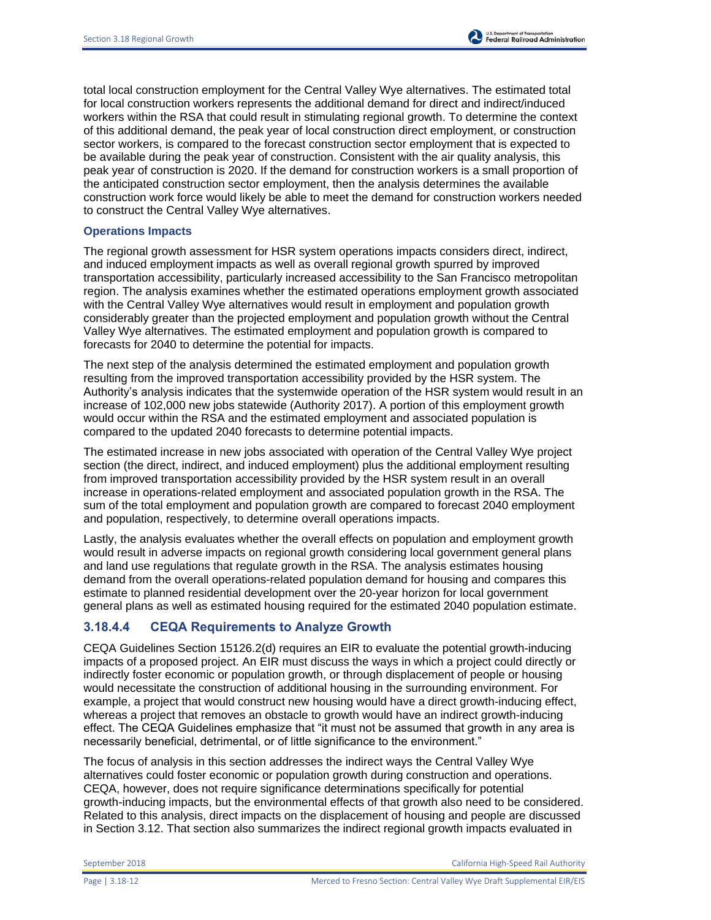total local construction employment for the Central Valley Wye alternatives. The estimated total for local construction workers represents the additional demand for direct and indirect/induced workers within the RSA that could result in stimulating regional growth. To determine the context of this additional demand, the peak year of local construction direct employment, or construction sector workers, is compared to the forecast construction sector employment that is expected to be available during the peak year of construction. Consistent with the air quality analysis, this peak year of construction is 2020. If the demand for construction workers is a small proportion of the anticipated construction sector employment, then the analysis determines the available construction work force would likely be able to meet the demand for construction workers needed to construct the Central Valley Wye alternatives.

#### Operations Impacts

The regional growth assessment for HSR system operations impacts considers direct, indirect, and induced employment impacts as well as overall regional growth spurred by improved transportation accessibility, particularly increased accessibility to the San Francisco metropolitan region. The analysis examines whether the estimated operations employment growth associated with the Central Valley Wye alternatives would result in employment and population growth considerably greater than the projected employment and population growth without the Central Valley Wye alternatives. The estimated employment and population growth is compared to forecasts for 2040 to determine the potential for impacts.

The next step of the analysis determined the estimated employment and population growth resulting from the improved transportation accessibility provided by the HSR system. The Authority's analysis indicates that the systemwide operation of the HSR system would result in an increase of 102,000 new jobs statewide (Authority 2017). A portion of this employment growth would occur within the RSA and the estimated employment and associated population is compared to the updated 2040 forecasts to determine potential impacts.

The estimated increase in new jobs associated with operation of the Central Valley Wye project section (the direct, indirect, and induced employment) plus the additional employment resulting from improved transportation accessibility provided by the HSR system result in an overall increase in operations-related employment and associated population growth in the RSA. The sum of the total employment and population growth are compared to forecast 2040 employment and population, respectively, to determine overall operations impacts.

Lastly, the analysis evaluates whether the overall effects on population and employment growth would result in adverse impacts on regional growth considering local government general plans and land use regulations that regulate growth in the RSA. The analysis estimates housing demand from the overall operations-related population demand for housing and compares this estimate to planned residential development over the 20-year horizon for local government general plans as well as estimated housing required for the estimated 2040 population estimate.

### 3.18.4.4 CEQA Requirements to Analyze Growth

CEQA Guidelines Section 15126.2(d) requires an EIR to evaluate the potential growth-inducing impacts of a proposed project. An EIR must discuss the ways in which a project could directly or indirectly foster economic or population growth, or through displacement of people or housing would necessitate the construction of additional housing in the surrounding environment. For example, a project that would construct new housing would have a direct growth-inducing effect, whereas a project that removes an obstacle to growth would have an indirect growth-inducing effect. The CEQA Guidelines emphasize that "it must not be assumed that growth in any area is necessarily beneficial, detrimental, or of little significance to the environment."

The focus of analysis in this section addresses the indirect ways the Central Valley Wye alternatives could foster economic or population growth during construction and operations. CEQA, however, does not require significance determinations specifically for potential growth-inducing impacts, but the environmental effects of that growth also need to be considered. Related to this analysis, direct impacts on the displacement of housing and people are discussed in Section 3.12. That section also summarizes the indirect regional growth impacts evaluated in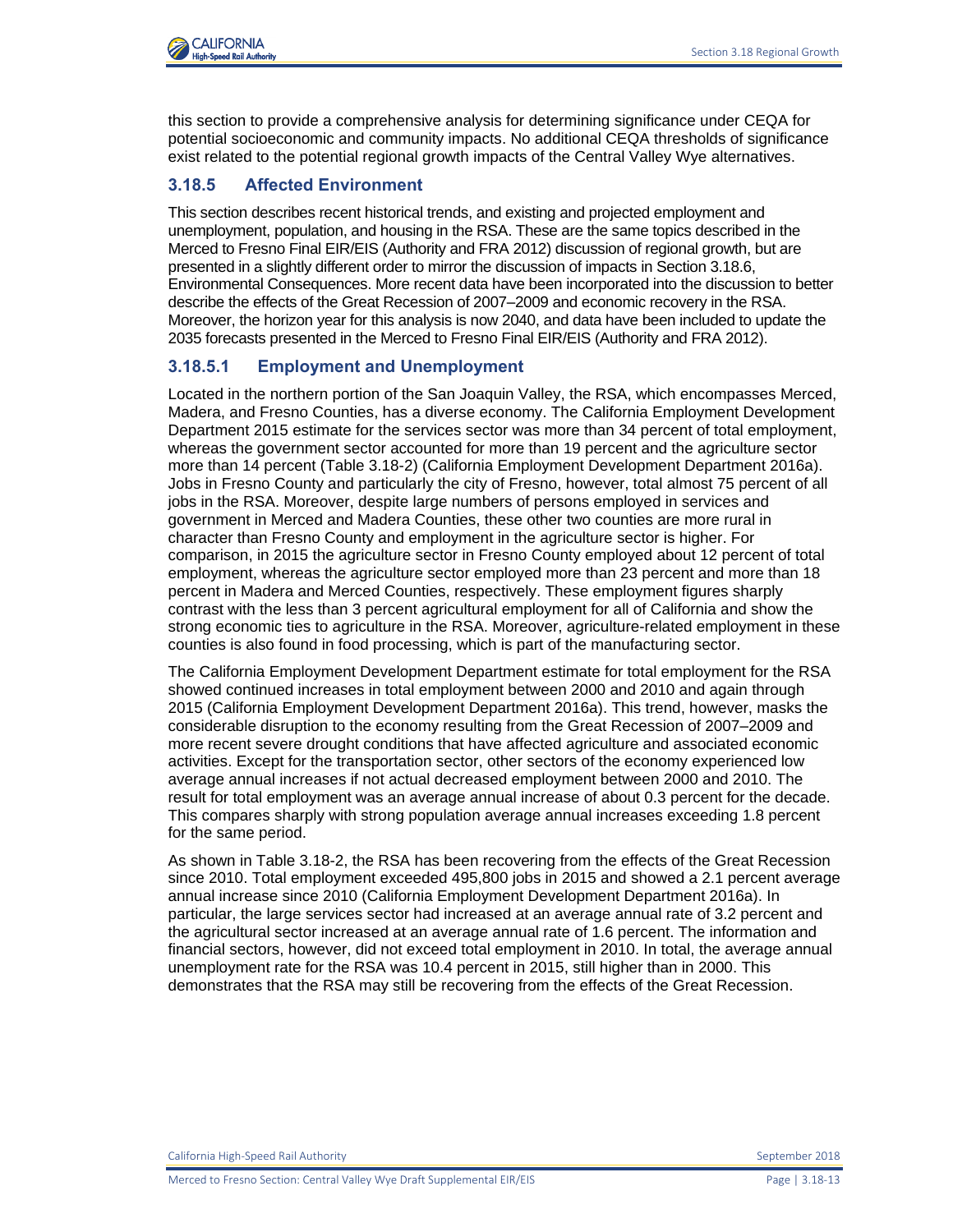this section to provide a comprehensive analysis for determining significance under CEQA for potential socioeconomic and community impacts. No additional CEQA thresholds of significance exist related to the potential regional growth impacts of the Central Valley Wye alternatives.

### 3.18.5 Affected Environment

This section describes recent historical trends, and existing and projected employment and unemployment, population, and housing in the RSA. These are the same topics described in the Merced to Fresno Final EIR/EIS (Authority and FRA 2012) discussion of regional growth, but are presented in a slightly different order to mirror the discussion of impacts in Section 3.18.6, Environmental Consequences. More recent data have been incorporated into the discussion to better describe the effects of the Great Recession of 2007–2009 and economic recovery in the RSA. Moreover, the horizon year for this analysis is now 2040, and data have been included to update the 2035 forecasts presented in the Merced to Fresno Final EIR/EIS (Authority and FRA 2012).

#### 3.18.5.1 Employment and Unemployment

Located in the northern portion of the San Joaquin Valley, the RSA, which encompasses Merced, Madera, and Fresno Counties, has a diverse economy. The California Employment Development Department 2015 estimate for the services sector was more than 34 percent of total employment, whereas the government sector accounted for more than 19 percent and the agriculture sector more than 14 percent (Table 3.18-2) (California Employment Development Department 2016a). Jobs in Fresno County and particularly the city of Fresno, however, total almost 75 percent of all jobs in the RSA. Moreover, despite large numbers of persons employed in services and government in Merced and Madera Counties, these other two counties are more rural in character than Fresno County and employment in the agriculture sector is higher. For comparison, in 2015 the agriculture sector in Fresno County employed about 12 percent of total employment, whereas the agriculture sector employed more than 23 percent and more than 18 percent in Madera and Merced Counties, respectively. These employment figures sharply contrast with the less than 3 percent agricultural employment for all of California and show the strong economic ties to agriculture in the RSA. Moreover, agriculture-related employment in these counties is also found in food processing, which is part of the manufacturing sector.

The California Employment Development Department estimate for total employment for the RSA showed continued increases in total employment between 2000 and 2010 and again through 2015 (California Employment Development Department 2016a). This trend, however, masks the considerable disruption to the economy resulting from the Great Recession of 2007–2009 and more recent severe drought conditions that have affected agriculture and associated economic activities. Except for the transportation sector, other sectors of the economy experienced low average annual increases if not actual decreased employment between 2000 and 2010. The result for total employment was an average annual increase of about 0.3 percent for the decade. This compares sharply with strong population average annual increases exceeding 1.8 percent for the same period.

As shown in Table 3.18-2, the RSA has been recovering from the effects of the Great Recession since 2010. Total employment exceeded 495,800 jobs in 2015 and showed a 2.1 percent average annual increase since 2010 (California Employment Development Department 2016a). In particular, the large services sector had increased at an average annual rate of 3.2 percent and the agricultural sector increased at an average annual rate of 1.6 percent. The information and financial sectors, however, did not exceed total employment in 2010. In total, the average annual unemployment rate for the RSA was 10.4 percent in 2015, still higher than in 2000. This demonstrates that the RSA may still be recovering from the effects of the Great Recession.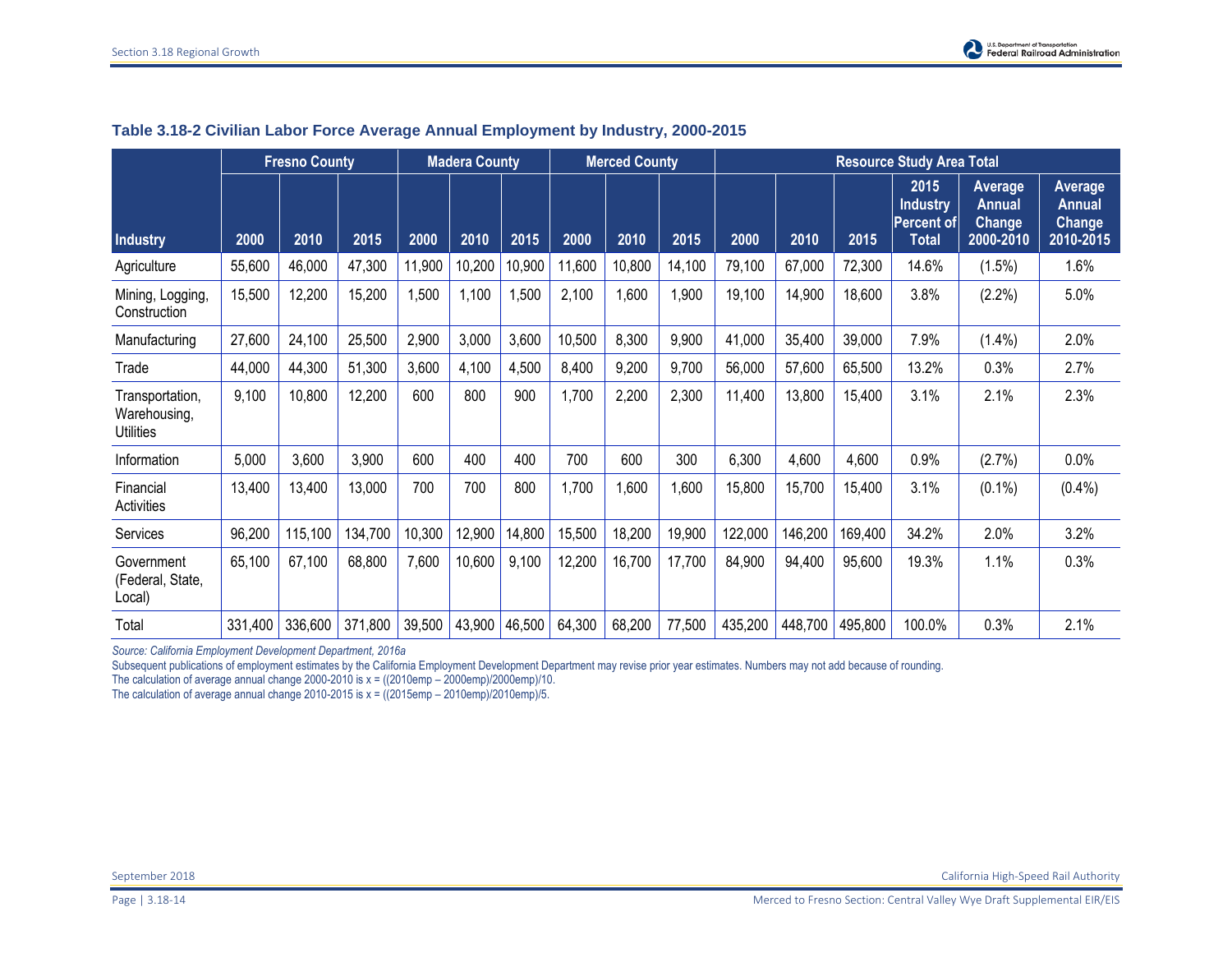### Table 3.18-2 Civilian Labor Force Average Annual Employment by Industry, 2000-2015

| Industry | Fresno County | | | Madera County | | | Merced County | | | Resource Study Area Total | | | | | |
|---|---|---|---|---|---|---|---|---|---|---|---|---|---|---|---|
| | 2000 | 2010 | 2015 | 2000 | 2010 | 2015 | 2000 | 2010 | 2015 | 2000 | 2010 | 2015 | 2015 Industry Percent of Total | Average Annual Change 2000-2010 | Average Annual Change 2010-2015 |
| Agriculture | 55,600 | 46,000 | 47,300 | 11,900 | 10,200 | 10,900 | 11,600 | 10,800 | 14,100 | 79,100 | 67,000 | 72,300 | 14.6% | (1.5%) | 1.6% |
| Mining, Logging, Construction | 15,500 | 12,200 | 15,200 | 1,500 | 1,100 | 1,500 | 2,100 | 1,600 | 1,900 | 19,100 | 14,900 | 18,600 | 3.8% | (2.2%) | 5.0% |
| Manufacturing | 27,600 | 24,100 | 25,500 | 2,900 | 3,000 | 3,600 | 10,500 | 8,300 | 9,900 | 41,000 | 35,400 | 39,000 | 7.9% | (1.4%) | 2.0% |
| Trade | 44,000 | 44,300 | 51,300 | 3,600 | 4,100 | 4,500 | 8,400 | 9,200 | 9,700 | 56,000 | 57,600 | 65,500 | 13.2% | 0.3% | 2.7% |
| Transportation, Warehousing, Utilities | 9,100 | 10,800 | 12,200 | 600 | 800 | 900 | 1,700 | 2,200 | 2,300 | 11,400 | 13,800 | 15,400 | 3.1% | 2.1% | 2.3% |
| Information | 5,000 | 3,600 | 3,900 | 600 | 400 | 400 | 700 | 600 | 300 | 6,300 | 4,600 | 4,600 | 0.9% | (2.7%) | 0.0% |
| Financial Activities | 13,400 | 13,400 | 13,000 | 700 | 700 | 800 | 1,700 | 1,600 | 1,600 | 15,800 | 15,700 | 15,400 | 3.1% | (0.1%) | (0.4%) |
| Services | 96,200 | 115,100 | 134,700 | 10,300 | 12,900 | 14,800 | 15,500 | 18,200 | 19,900 | 122,000 | 146,200 | 169,400 | 34.2% | 2.0% | 3.2% |
| Government (Federal, State, Local) | 65,100 | 67,100 | 68,800 | 7,600 | 10,600 | 9,100 | 12,200 | 16,700 | 17,700 | 84,900 | 94,400 | 95,600 | 19.3% | 1.1% | 0.3% |
| Total | 331,400 | 336,600 | 371,800 | 39,500 | 43,900 | 46,500 | 64,300 | 68,200 | 77,500 | 435,200 | 448,700 | 495,800 | 100.0% | 0.3% | 2.1% |

*Source: California Employment Development Department, 2016a*

Subsequent publications of employment estimates by the California Employment Development Department may revise prior year estimates. Numbers may not add because of rounding.

The calculation of average annual change 2000-2010 is x = ((2010emp – 2000emp)/2000emp)/10.

The calculation of average annual change 2010-2015 is x = ((2015emp – 2010emp)/2010emp)/5.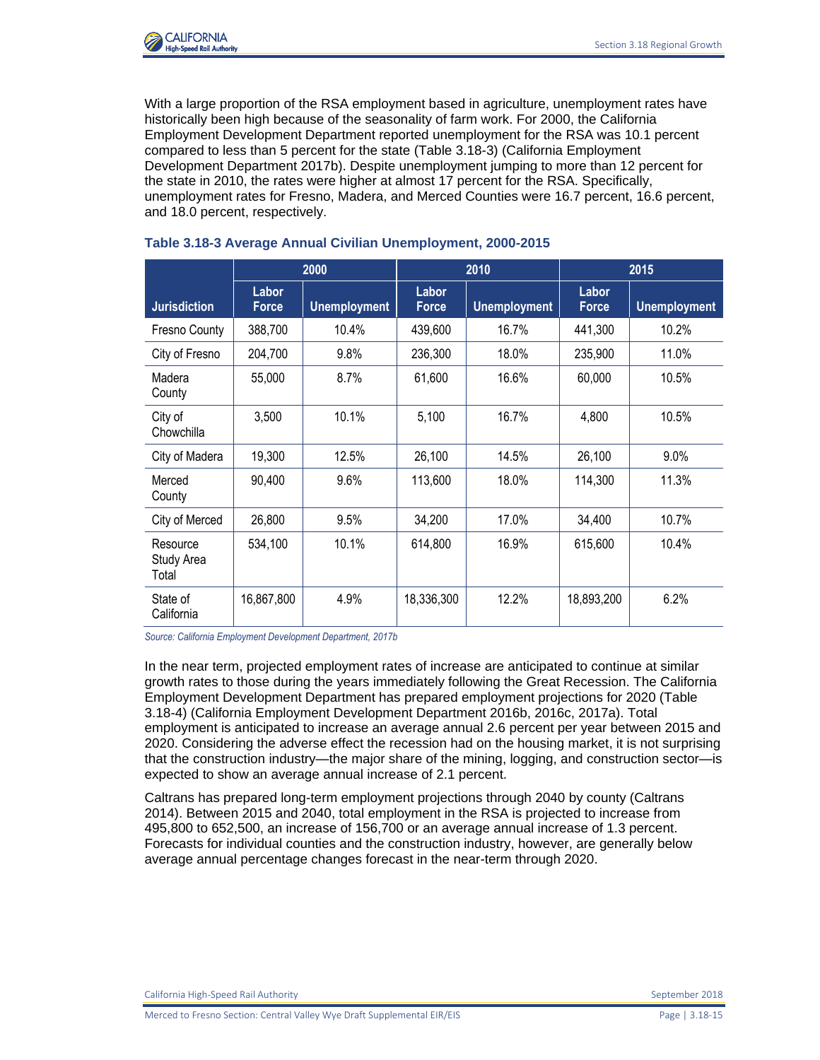With a large proportion of the RSA employment based in agriculture, unemployment rates have historically been high because of the seasonality of farm work. For 2000, the California Employment Development Department reported unemployment for the RSA was 10.1 percent compared to less than 5 percent for the state (Table 3.18-3) (California Employment Development Department 2017b). Despite unemployment jumping to more than 12 percent for the state in 2010, the rates were higher at almost 17 percent for the RSA. Specifically, unemployment rates for Fresno, Madera, and Merced Counties were 16.7 percent, 16.6 percent, and 18.0 percent, respectively.

**Table 3.18-3 Average Annual Civilian Unemployment, 2000-2015**

| Jurisdiction | 2000 | | 2010 | | 2015 | |
|---|---|---|---|---|---|---|
| | Labor Force | Unemployment | Labor Force | Unemployment | Labor Force | Unemployment |
| Fresno County | 388,700 | 10.4% | 439,600 | 16.7% | 441,300 | 10.2% |
| City of Fresno | 204,700 | 9.8% | 236,300 | 18.0% | 235,900 | 11.0% |
| Madera County | 55,000 | 8.7% | 61,600 | 16.6% | 60,000 | 10.5% |
| City of Chowchilla | 3,500 | 10.1% | 5,100 | 16.7% | 4,800 | 10.5% |
| City of Madera | 19,300 | 12.5% | 26,100 | 14.5% | 26,100 | 9.0% |
| Merced County | 90,400 | 9.6% | 113,600 | 18.0% | 114,300 | 11.3% |
| City of Merced | 26,800 | 9.5% | 34,200 | 17.0% | 34,400 | 10.7% |
| Resource Study Area Total | 534,100 | 10.1% | 614,800 | 16.9% | 615,600 | 10.4% |
| State of California | 16,867,800 | 4.9% | 18,336,300 | 12.2% | 18,893,200 | 6.2% |

*Source: California Employment Development Department, 2017b*

In the near term, projected employment rates of increase are anticipated to continue at similar growth rates to those during the years immediately following the Great Recession. The California Employment Development Department has prepared employment projections for 2020 (Table 3.18-4) (California Employment Development Department 2016b, 2016c, 2017a). Total employment is anticipated to increase an average annual 2.6 percent per year between 2015 and 2020. Considering the adverse effect the recession had on the housing market, it is not surprising that the construction industry—the major share of the mining, logging, and construction sector—is expected to show an average annual increase of 2.1 percent.

Caltrans has prepared long-term employment projections through 2040 by county (Caltrans 2014). Between 2015 and 2040, total employment in the RSA is projected to increase from 495,800 to 652,500, an increase of 156,700 or an average annual increase of 1.3 percent. Forecasts for individual counties and the construction industry, however, are generally below average annual percentage changes forecast in the near-term through 2020.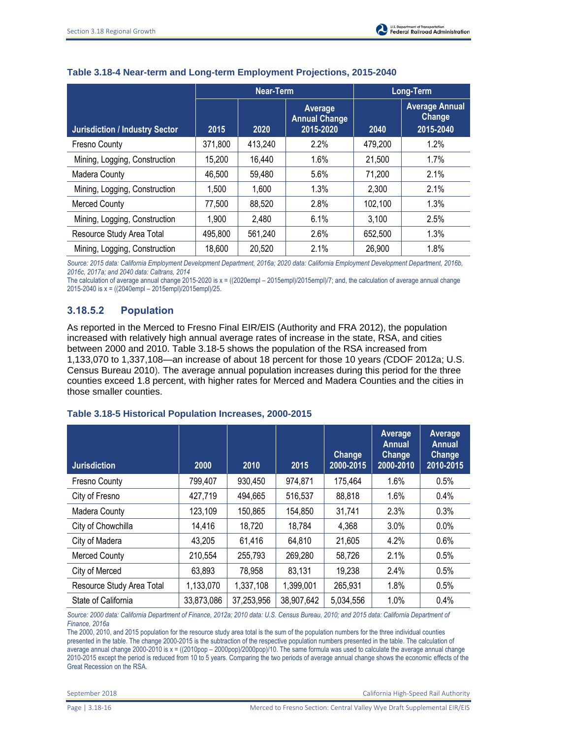#### Table 3.18-4 Near-term and Long-term Employment Projections, 2015-2040

| Jurisdiction / Industry Sector | Near-Term | | | Long-Term | |
|---|---|---|---|---|---|
| | 2015 | 2020 | Average Annual Change 2015-2020 | 2040 | Average Annual Change 2015-2040 |
| Fresno County | 371,800 | 413,240 | 2.2% | 479,200 | 1.2% |
| Mining, Logging, Construction | 15,200 | 16,440 | 1.6% | 21,500 | 1.7% |
| Madera County | 46,500 | 59,480 | 5.6% | 71,200 | 2.1% |
| Mining, Logging, Construction | 1,500 | 1,600 | 1.3% | 2,300 | 2.1% |
| Merced County | 77,500 | 88,520 | 2.8% | 102,100 | 1.3% |
| Mining, Logging, Construction | 1,900 | 2,480 | 6.1% | 3,100 | 2.5% |
| Resource Study Area Total | 495,800 | 561,240 | 2.6% | 652,500 | 1.3% |
| Mining, Logging, Construction | 18,600 | 20,520 | 2.1% | 26,900 | 1.8% |

*Source: 2015 data: California Employment Development Department, 2016a; 2020 data: California Employment Development Department, 2016b, 2016c, 2017a; and 2040 data: Caltrans, 2014*

The calculation of average annual change 2015-2020 is x = ((2020empl – 2015empl)/2015empl)/7; and, the calculation of average annual change 2015-2040 is x = ((2040empl – 2015empl)/2015empl)/25.

### 3.18.5.2 Population

As reported in the Merced to Fresno Final EIR/EIS (Authority and FRA 2012), the population increased with relatively high annual average rates of increase in the state, RSA, and cities between 2000 and 2010. Table 3.18-5 shows the population of the RSA increased from 1,133,070 to 1,337,108—an increase of about 18 percent for those 10 years (CDOF 2012a; U.S. Census Bureau 2010). The average annual population increases during this period for the three counties exceed 1.8 percent, with higher rates for Merced and Madera Counties and the cities in those smaller counties.

#### Table 3.18-5 Historical Population Increases, 2000-2015

| Jurisdiction | 2000 | 2010 | 2015 | Change 2000-2015 | Average Annual Change 2000-2010 | Average Annual Change 2010-2015 |
|---|---|---|---|---|---|---|
| Fresno County | 799,407 | 930,450 | 974,871 | 175,464 | 1.6% | 0.5% |
| City of Fresno | 427,719 | 494,665 | 516,537 | 88,818 | 1.6% | 0.4% |
| Madera County | 123,109 | 150,865 | 154,850 | 31,741 | 2.3% | 0.3% |
| City of Chowchilla | 14,416 | 18,720 | 18,784 | 4,368 | 3.0% | 0.0% |
| City of Madera | 43,205 | 61,416 | 64,810 | 21,605 | 4.2% | 0.6% |
| Merced County | 210,554 | 255,793 | 269,280 | 58,726 | 2.1% | 0.5% |
| City of Merced | 63,893 | 78,958 | 83,131 | 19,238 | 2.4% | 0.5% |
| Resource Study Area Total | 1,133,070 | 1,337,108 | 1,399,001 | 265,931 | 1.8% | 0.5% |
| State of California | 33,873,086 | 37,253,956 | 38,907,642 | 5,034,556 | 1.0% | 0.4% |

*Source: 2000 data: California Department of Finance, 2012a; 2010 data: U.S. Census Bureau, 2010; and 2015 data: California Department of Finance, 2016a*

The 2000, 2010, and 2015 population for the resource study area total is the sum of the population numbers for the three individual counties presented in the table. The change 2000-2015 is the subtraction of the respective population numbers presented in the table. The calculation of average annual change 2000-2010 is x = ((2010pop – 2000pop)/2000pop)/10. The same formula was used to calculate the average annual change 2010-2015 except the period is reduced from 10 to 5 years. Comparing the two periods of average annual change shows the economic effects of the Great Recession on the RSA.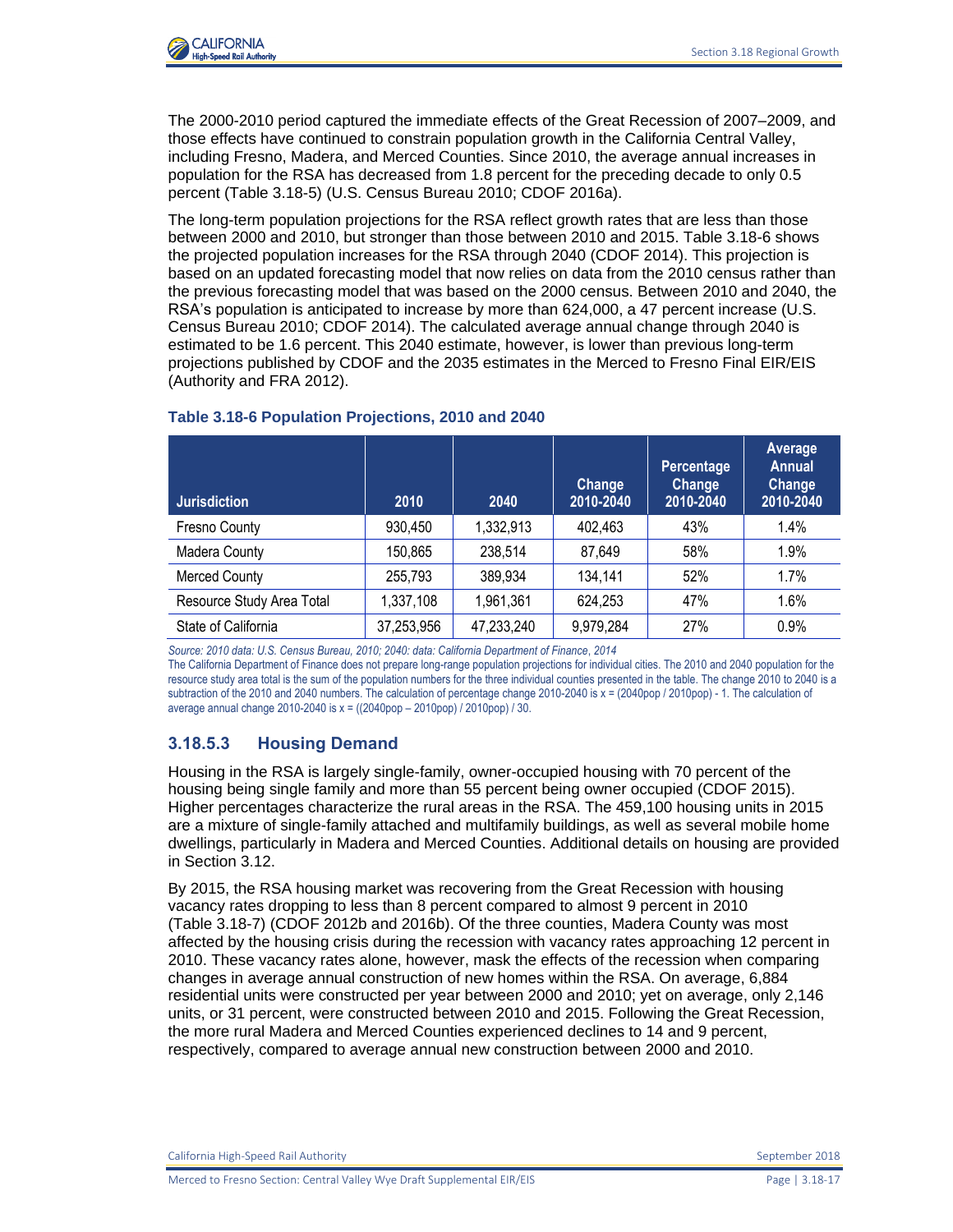The 2000-2010 period captured the immediate effects of the Great Recession of 2007–2009, and those effects have continued to constrain population growth in the California Central Valley, including Fresno, Madera, and Merced Counties. Since 2010, the average annual increases in population for the RSA has decreased from 1.8 percent for the preceding decade to only 0.5 percent (Table 3.18-5) (U.S. Census Bureau 2010; CDOF 2016a).

The long-term population projections for the RSA reflect growth rates that are less than those between 2000 and 2010, but stronger than those between 2010 and 2015. Table 3.18-6 shows the projected population increases for the RSA through 2040 (CDOF 2014). This projection is based on an updated forecasting model that now relies on data from the 2010 census rather than the previous forecasting model that was based on the 2000 census. Between 2010 and 2040, the RSA's population is anticipated to increase by more than 624,000, a 47 percent increase (U.S. Census Bureau 2010; CDOF 2014). The calculated average annual change through 2040 is estimated to be 1.6 percent. This 2040 estimate, however, is lower than previous long-term projections published by CDOF and the 2035 estimates in the Merced to Fresno Final EIR/EIS (Authority and FRA 2012).

**Table 3.18-6 Population Projections, 2010 and 2040**

| Jurisdiction | 2010 | 2040 | Change 2010-2040 | Percentage Change 2010-2040 | Average Annual Change 2010-2040 |
|---|---|---|---|---|---|
| Fresno County | 930,450 | 1,332,913 | 402,463 | 43% | 1.4% |
| Madera County | 150,865 | 238,514 | 87,649 | 58% | 1.9% |
| Merced County | 255,793 | 389,934 | 134,141 | 52% | 1.7% |
| Resource Study Area Total | 1,337,108 | 1,961,361 | 624,253 | 47% | 1.6% |
| State of California | 37,253,956 | 47,233,240 | 9,979,284 | 27% | 0.9% |

*Source: 2010 data: U.S. Census Bureau, 2010; 2040: data: California Department of Finance, 2014*

The California Department of Finance does not prepare long-range population projections for individual cities. The 2010 and 2040 population for the resource study area total is the sum of the population numbers for the three individual counties presented in the table. The change 2010 to 2040 is a subtraction of the 2010 and 2040 numbers. The calculation of percentage change 2010-2040 is x = (2040pop / 2010pop) - 1. The calculation of average annual change 2010-2040 is x = ((2040pop – 2010pop) / 2010pop) / 30.

### 3.18.5.3 Housing Demand

Housing in the RSA is largely single-family, owner-occupied housing with 70 percent of the housing being single family and more than 55 percent being owner occupied (CDOF 2015). Higher percentages characterize the rural areas in the RSA. The 459,100 housing units in 2015 are a mixture of single-family attached and multifamily buildings, as well as several mobile home dwellings, particularly in Madera and Merced Counties. Additional details on housing are provided in Section 3.12.

By 2015, the RSA housing market was recovering from the Great Recession with housing vacancy rates dropping to less than 8 percent compared to almost 9 percent in 2010 (Table 3.18-7) (CDOF 2012b and 2016b). Of the three counties, Madera County was most affected by the housing crisis during the recession with vacancy rates approaching 12 percent in 2010. These vacancy rates alone, however, mask the effects of the recession when comparing changes in average annual construction of new homes within the RSA. On average, 6,884 residential units were constructed per year between 2000 and 2010; yet on average, only 2,146 units, or 31 percent, were constructed between 2010 and 2015. Following the Great Recession, the more rural Madera and Merced Counties experienced declines to 14 and 9 percent, respectively, compared to average annual new construction between 2000 and 2010.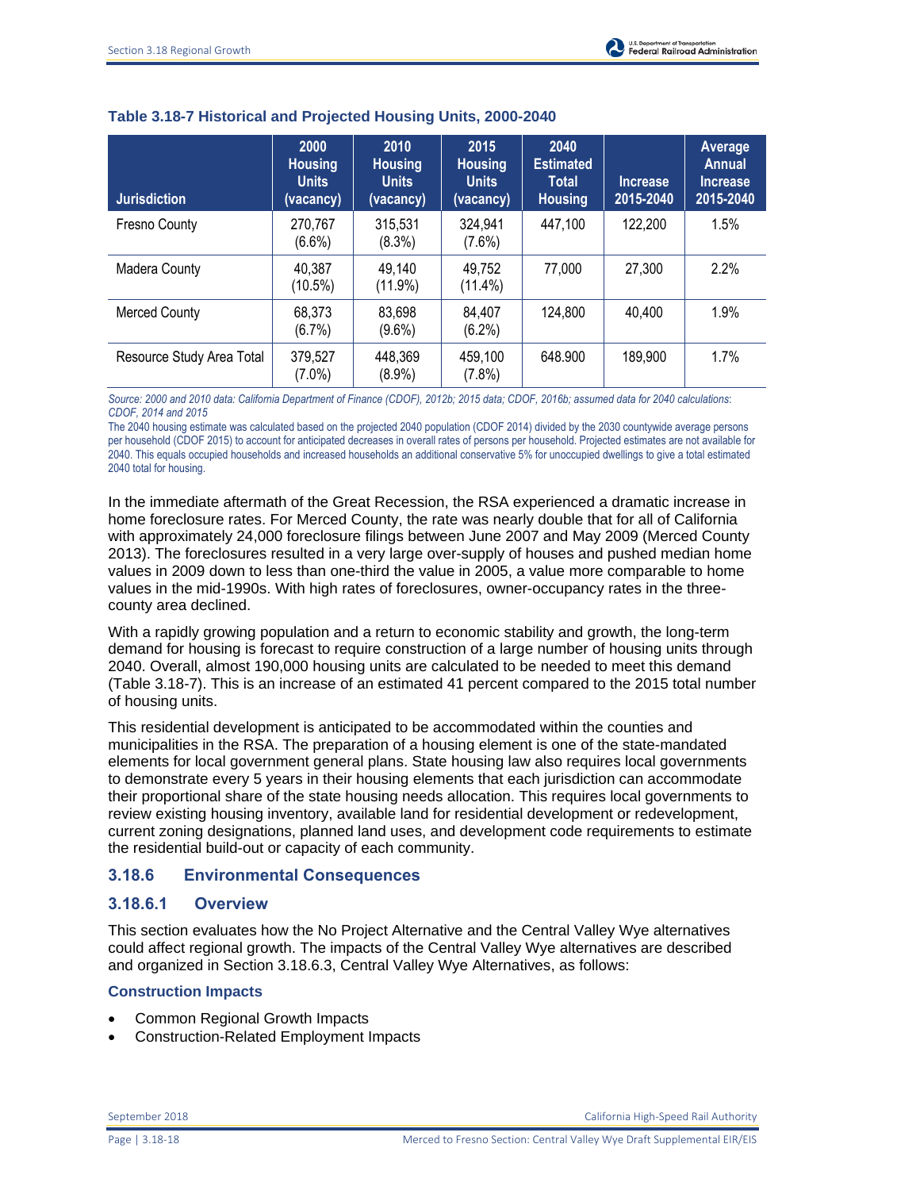**Table 3.18-7 Historical and Projected Housing Units, 2000-2040**

| Jurisdiction | 2000 Housing Units (vacancy) | 2010 Housing Units (vacancy) | 2015 Housing Units (vacancy) | 2040 Estimated Total Housing | Increase 2015-2040 | Average Annual Increase 2015-2040 |
|---|---|---|---|---|---|---|
| Fresno County | 270,767 (6.6%) | 315,531 (8.3%) | 324,941 (7.6%) | 447,100 | 122,200 | 1.5% |
| Madera County | 40,387 (10.5%) | 49,140 (11.9%) | 49,752 (11.4%) | 77,000 | 27,300 | 2.2% |
| Merced County | 68,373 (6.7%) | 83,698 (9.6%) | 84,407 (6.2%) | 124,800 | 40,400 | 1.9% |
| Resource Study Area Total | 379,527 (7.0%) | 448,369 (8.9%) | 459,100 (7.8%) | 648.900 | 189,900 | 1.7% |

*Source: 2000 and 2010 data: California Department of Finance (CDOF), 2012b; 2015 data; CDOF, 2016b; assumed data for 2040 calculations: CDOF, 2014 and 2015*

The 2040 housing estimate was calculated based on the projected 2040 population (CDOF 2014) divided by the 2030 countywide average persons per household (CDOF 2015) to account for anticipated decreases in overall rates of persons per household. Projected estimates are not available for 2040. This equals occupied households and increased households an additional conservative 5% for unoccupied dwellings to give a total estimated 2040 total for housing.

In the immediate aftermath of the Great Recession, the RSA experienced a dramatic increase in home foreclosure rates. For Merced County, the rate was nearly double that for all of California with approximately 24,000 foreclosure filings between June 2007 and May 2009 (Merced County 2013). The foreclosures resulted in a very large over-supply of houses and pushed median home values in 2009 down to less than one-third the value in 2005, a value more comparable to home values in the mid-1990s. With high rates of foreclosures, owner-occupancy rates in the three-county area declined.

With a rapidly growing population and a return to economic stability and growth, the long-term demand for housing is forecast to require construction of a large number of housing units through 2040. Overall, almost 190,000 housing units are calculated to be needed to meet this demand (Table 3.18-7). This is an increase of an estimated 41 percent compared to the 2015 total number of housing units.

This residential development is anticipated to be accommodated within the counties and municipalities in the RSA. The preparation of a housing element is one of the state-mandated elements for local government general plans. State housing law also requires local governments to demonstrate every 5 years in their housing elements that each jurisdiction can accommodate their proportional share of the state housing needs allocation. This requires local governments to review existing housing inventory, available land for residential development or redevelopment, current zoning designations, planned land uses, and development code requirements to estimate the residential build-out or capacity of each community.

## 3.18.6 Environmental Consequences

### 3.18.6.1 Overview

This section evaluates how the No Project Alternative and the Central Valley Wye alternatives could affect regional growth. The impacts of the Central Valley Wye alternatives are described and organized in Section 3.18.6.3, Central Valley Wye Alternatives, as follows:

**Construction Impacts**

- Common Regional Growth Impacts
- Construction-Related Employment Impacts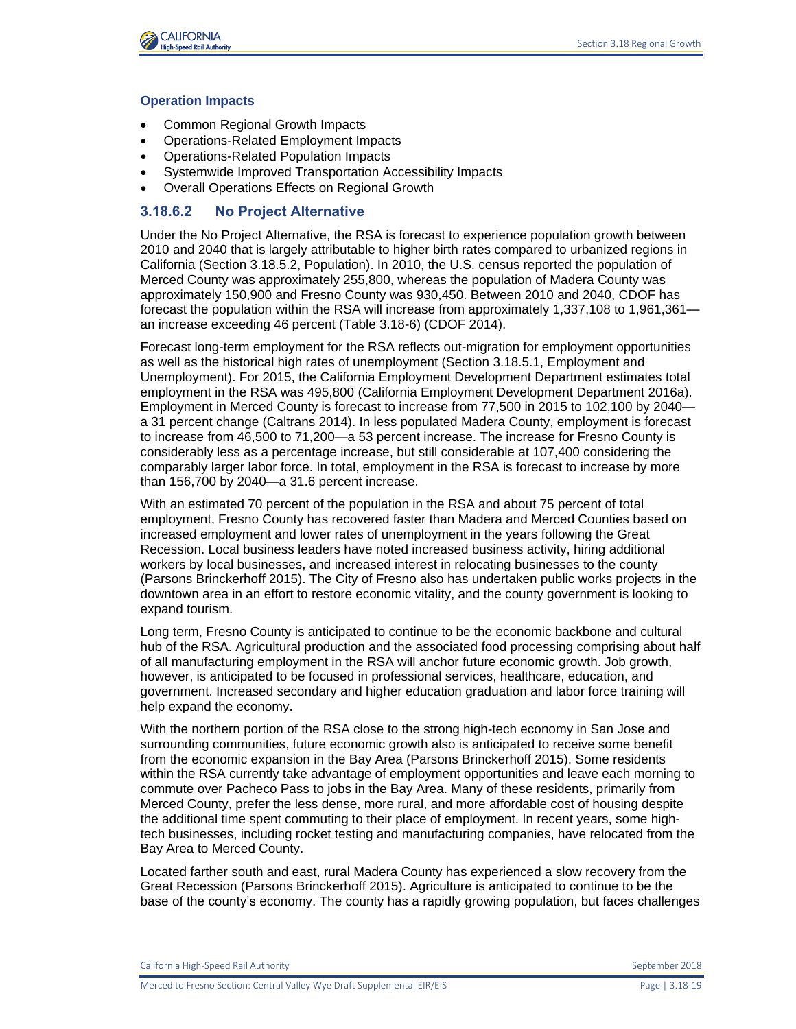#### Operation Impacts

- Common Regional Growth Impacts
- Operations-Related Employment Impacts
- Operations-Related Population Impacts
- Systemwide Improved Transportation Accessibility Impacts
- Overall Operations Effects on Regional Growth

### 3.18.6.2 No Project Alternative

Under the No Project Alternative, the RSA is forecast to experience population growth between 2010 and 2040 that is largely attributable to higher birth rates compared to urbanized regions in California (Section 3.18.5.2, Population). In 2010, the U.S. census reported the population of Merced County was approximately 255,800, whereas the population of Madera County was approximately 150,900 and Fresno County was 930,450. Between 2010 and 2040, CDOF has forecast the population within the RSA will increase from approximately 1,337,108 to 1,961,361—an increase exceeding 46 percent (Table 3.18-6) (CDOF 2014).

Forecast long-term employment for the RSA reflects out-migration for employment opportunities as well as the historical high rates of unemployment (Section 3.18.5.1, Employment and Unemployment). For 2015, the California Employment Development Department estimates total employment in the RSA was 495,800 (California Employment Development Department 2016a). Employment in Merced County is forecast to increase from 77,500 in 2015 to 102,100 by 2040—a 31 percent change (Caltrans 2014). In less populated Madera County, employment is forecast to increase from 46,500 to 71,200—a 53 percent increase. The increase for Fresno County is considerably less as a percentage increase, but still considerable at 107,400 considering the comparably larger labor force. In total, employment in the RSA is forecast to increase by more than 156,700 by 2040—a 31.6 percent increase.

With an estimated 70 percent of the population in the RSA and about 75 percent of total employment, Fresno County has recovered faster than Madera and Merced Counties based on increased employment and lower rates of unemployment in the years following the Great Recession. Local business leaders have noted increased business activity, hiring additional workers by local businesses, and increased interest in relocating businesses to the county (Parsons Brinckerhoff 2015). The City of Fresno also has undertaken public works projects in the downtown area in an effort to restore economic vitality, and the county government is looking to expand tourism.

Long term, Fresno County is anticipated to continue to be the economic backbone and cultural hub of the RSA. Agricultural production and the associated food processing comprising about half of all manufacturing employment in the RSA will anchor future economic growth. Job growth, however, is anticipated to be focused in professional services, healthcare, education, and government. Increased secondary and higher education graduation and labor force training will help expand the economy.

With the northern portion of the RSA close to the strong high-tech economy in San Jose and surrounding communities, future economic growth also is anticipated to receive some benefit from the economic expansion in the Bay Area (Parsons Brinckerhoff 2015). Some residents within the RSA currently take advantage of employment opportunities and leave each morning to commute over Pacheco Pass to jobs in the Bay Area. Many of these residents, primarily from Merced County, prefer the less dense, more rural, and more affordable cost of housing despite the additional time spent commuting to their place of employment. In recent years, some high-tech businesses, including rocket testing and manufacturing companies, have relocated from the Bay Area to Merced County.

Located farther south and east, rural Madera County has experienced a slow recovery from the Great Recession (Parsons Brinckerhoff 2015). Agriculture is anticipated to continue to be the base of the county's economy. The county has a rapidly growing population, but faces challenges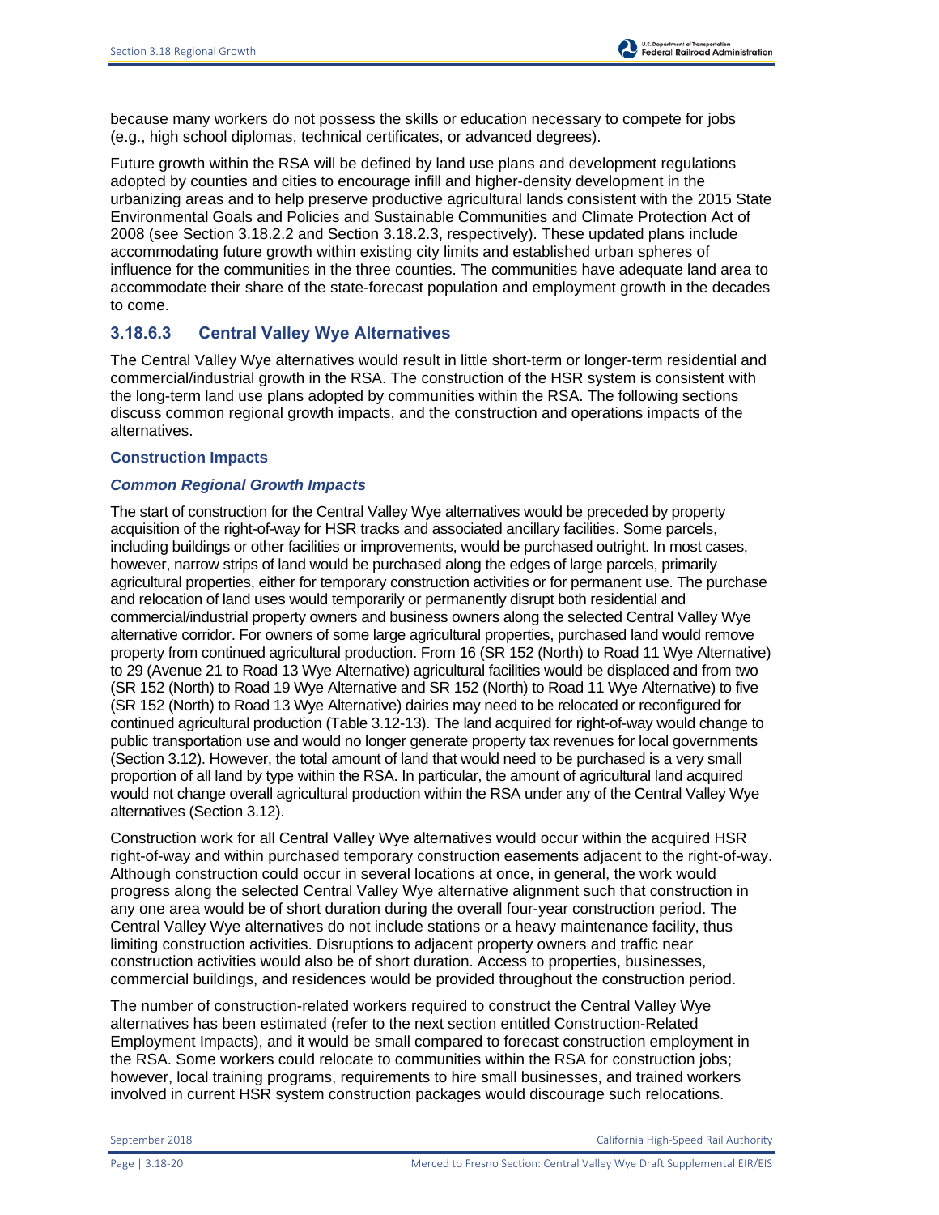because many workers do not possess the skills or education necessary to compete for jobs (e.g., high school diplomas, technical certificates, or advanced degrees).

Future growth within the RSA will be defined by land use plans and development regulations adopted by counties and cities to encourage infill and higher-density development in the urbanizing areas and to help preserve productive agricultural lands consistent with the 2015 State Environmental Goals and Policies and Sustainable Communities and Climate Protection Act of 2008 (see Section 3.18.2.2 and Section 3.18.2.3, respectively). These updated plans include accommodating future growth within existing city limits and established urban spheres of influence for the communities in the three counties. The communities have adequate land area to accommodate their share of the state-forecast population and employment growth in the decades to come.

### 3.18.6.3 Central Valley Wye Alternatives

The Central Valley Wye alternatives would result in little short-term or longer-term residential and commercial/industrial growth in the RSA. The construction of the HSR system is consistent with the long-term land use plans adopted by communities within the RSA. The following sections discuss common regional growth impacts, and the construction and operations impacts of the alternatives.

#### Construction Impacts

***Common Regional Growth Impacts***

The start of construction for the Central Valley Wye alternatives would be preceded by property acquisition of the right-of-way for HSR tracks and associated ancillary facilities. Some parcels, including buildings or other facilities or improvements, would be purchased outright. In most cases, however, narrow strips of land would be purchased along the edges of large parcels, primarily agricultural properties, either for temporary construction activities or for permanent use. The purchase and relocation of land uses would temporarily or permanently disrupt both residential and commercial/industrial property owners and business owners along the selected Central Valley Wye alternative corridor. For owners of some large agricultural properties, purchased land would remove property from continued agricultural production. From 16 (SR 152 (North) to Road 11 Wye Alternative) to 29 (Avenue 21 to Road 13 Wye Alternative) agricultural facilities would be displaced and from two (SR 152 (North) to Road 19 Wye Alternative and SR 152 (North) to Road 11 Wye Alternative) to five (SR 152 (North) to Road 13 Wye Alternative) dairies may need to be relocated or reconfigured for continued agricultural production (Table 3.12-13). The land acquired for right-of-way would change to public transportation use and would no longer generate property tax revenues for local governments (Section 3.12). However, the total amount of land that would need to be purchased is a very small proportion of all land by type within the RSA. In particular, the amount of agricultural land acquired would not change overall agricultural production within the RSA under any of the Central Valley Wye alternatives (Section 3.12).

Construction work for all Central Valley Wye alternatives would occur within the acquired HSR right-of-way and within purchased temporary construction easements adjacent to the right-of-way. Although construction could occur in several locations at once, in general, the work would progress along the selected Central Valley Wye alternative alignment such that construction in any one area would be of short duration during the overall four-year construction period. The Central Valley Wye alternatives do not include stations or a heavy maintenance facility, thus limiting construction activities. Disruptions to adjacent property owners and traffic near construction activities would also be of short duration. Access to properties, businesses, commercial buildings, and residences would be provided throughout the construction period.

The number of construction-related workers required to construct the Central Valley Wye alternatives has been estimated (refer to the next section entitled Construction-Related Employment Impacts), and it would be small compared to forecast construction employment in the RSA. Some workers could relocate to communities within the RSA for construction jobs; however, local training programs, requirements to hire small businesses, and trained workers involved in current HSR system construction packages would discourage such relocations.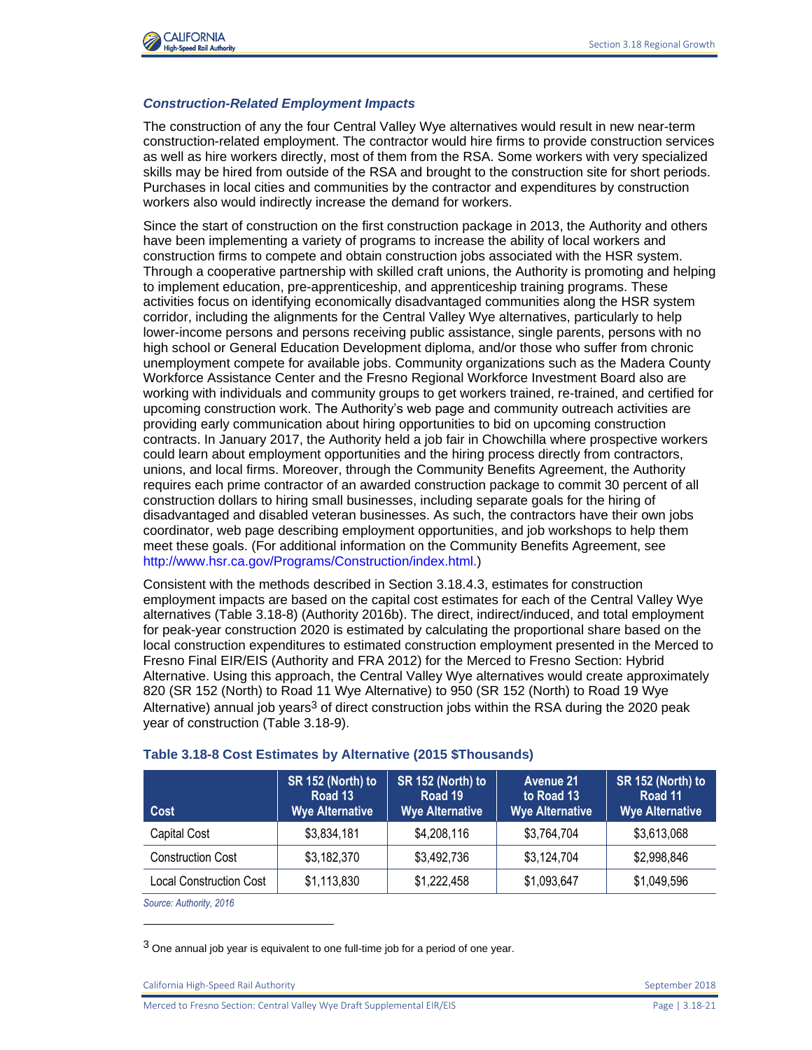### *Construction-Related Employment Impacts*

The construction of any the four Central Valley Wye alternatives would result in new near-term construction-related employment. The contractor would hire firms to provide construction services as well as hire workers directly, most of them from the RSA. Some workers with very specialized skills may be hired from outside of the RSA and brought to the construction site for short periods. Purchases in local cities and communities by the contractor and expenditures by construction workers also would indirectly increase the demand for workers.

Since the start of construction on the first construction package in 2013, the Authority and others have been implementing a variety of programs to increase the ability of local workers and construction firms to compete and obtain construction jobs associated with the HSR system. Through a cooperative partnership with skilled craft unions, the Authority is promoting and helping to implement education, pre-apprenticeship, and apprenticeship training programs. These activities focus on identifying economically disadvantaged communities along the HSR system corridor, including the alignments for the Central Valley Wye alternatives, particularly to help lower-income persons and persons receiving public assistance, single parents, persons with no high school or General Education Development diploma, and/or those who suffer from chronic unemployment compete for available jobs. Community organizations such as the Madera County Workforce Assistance Center and the Fresno Regional Workforce Investment Board also are working with individuals and community groups to get workers trained, re-trained, and certified for upcoming construction work. The Authority's web page and community outreach activities are providing early communication about hiring opportunities to bid on upcoming construction contracts. In January 2017, the Authority held a job fair in Chowchilla where prospective workers could learn about employment opportunities and the hiring process directly from contractors, unions, and local firms. Moreover, through the Community Benefits Agreement, the Authority requires each prime contractor of an awarded construction package to commit 30 percent of all construction dollars to hiring small businesses, including separate goals for the hiring of disadvantaged and disabled veteran businesses. As such, the contractors have their own jobs coordinator, web page describing employment opportunities, and job workshops to help them meet these goals. (For additional information on the Community Benefits Agreement, see http://www.hsr.ca.gov/Programs/Construction/index.html.)

Consistent with the methods described in Section 3.18.4.3, estimates for construction employment impacts are based on the capital cost estimates for each of the Central Valley Wye alternatives (Table 3.18-8) (Authority 2016b). The direct, indirect/induced, and total employment for peak-year construction 2020 is estimated by calculating the proportional share based on the local construction expenditures to estimated construction employment presented in the Merced to Fresno Final EIR/EIS (Authority and FRA 2012) for the Merced to Fresno Section: Hybrid Alternative. Using this approach, the Central Valley Wye alternatives would create approximately 820 (SR 152 (North) to Road 11 Wye Alternative) to 950 (SR 152 (North) to Road 19 Wye Alternative) annual job years[3] of direct construction jobs within the RSA during the 2020 peak year of construction (Table 3.18-9).

**Table 3.18-8 Cost Estimates by Alternative (2015 $Thousands)**

| Cost | SR 152 (North) to Road 13 Wye Alternative | SR 152 (North) to Road 19 Wye Alternative | Avenue 21 to Road 13 Wye Alternative | SR 152 (North) to Road 11 Wye Alternative |
|---|---|---|---|---|
| Capital Cost | $3,834,181 | $4,208,116 | $3,764,704 | $3,613,068 |
| Construction Cost | $3,182,370 | $3,492,736 | $3,124,704 | $2,998,846 |
| Local Construction Cost | $1,113,830 | $1,222,458 | $1,093,647 | $1,049,596 |

*Source: Authority, 2016*

[3] One annual job year is equivalent to one full-time job for a period of one year.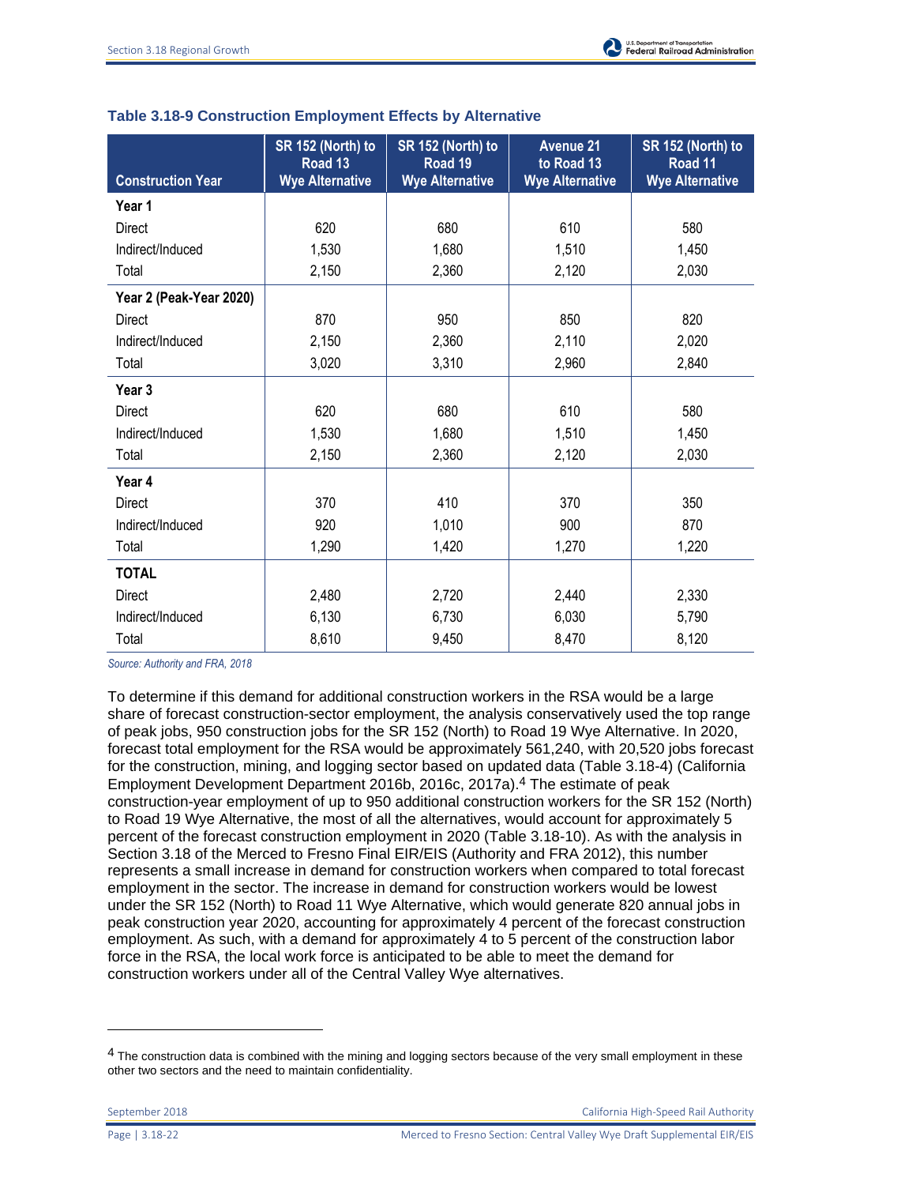### Table 3.18-9 Construction Employment Effects by Alternative

| Construction Year | SR 152 (North) to Road 13 Wye Alternative | SR 152 (North) to Road 19 Wye Alternative | Avenue 21 to Road 13 Wye Alternative | SR 152 (North) to Road 11 Wye Alternative |
|---|---|---|---|---|
| **Year 1** | | | | |
| Direct | 620 | 680 | 610 | 580 |
| Indirect/Induced | 1,530 | 1,680 | 1,510 | 1,450 |
| Total | 2,150 | 2,360 | 2,120 | 2,030 |
| **Year 2 (Peak-Year 2020)** | | | | |
| Direct | 870 | 950 | 850 | 820 |
| Indirect/Induced | 2,150 | 2,360 | 2,110 | 2,020 |
| Total | 3,020 | 3,310 | 2,960 | 2,840 |
| **Year 3** | | | | |
| Direct | 620 | 680 | 610 | 580 |
| Indirect/Induced | 1,530 | 1,680 | 1,510 | 1,450 |
| Total | 2,150 | 2,360 | 2,120 | 2,030 |
| **Year 4** | | | | |
| Direct | 370 | 410 | 370 | 350 |
| Indirect/Induced | 920 | 1,010 | 900 | 870 |
| Total | 1,290 | 1,420 | 1,270 | 1,220 |
| **TOTAL** | | | | |
| Direct | 2,480 | 2,720 | 2,440 | 2,330 |
| Indirect/Induced | 6,130 | 6,730 | 6,030 | 5,790 |
| Total | 8,610 | 9,450 | 8,470 | 8,120 |

*Source: Authority and FRA, 2018*

To determine if this demand for additional construction workers in the RSA would be a large share of forecast construction-sector employment, the analysis conservatively used the top range of peak jobs, 950 construction jobs for the SR 152 (North) to Road 19 Wye Alternative. In 2020, forecast total employment for the RSA would be approximately 561,240, with 20,520 jobs forecast for the construction, mining, and logging sector based on updated data (Table 3.18-4) (California Employment Development Department 2016b, 2016c, 2017a).[4] The estimate of peak construction-year employment of up to 950 additional construction workers for the SR 152 (North) to Road 19 Wye Alternative, the most of all the alternatives, would account for approximately 5 percent of the forecast construction employment in 2020 (Table 3.18-10). As with the analysis in Section 3.18 of the Merced to Fresno Final EIR/EIS (Authority and FRA 2012), this number represents a small increase in demand for construction workers when compared to total forecast employment in the sector. The increase in demand for construction workers would be lowest under the SR 152 (North) to Road 11 Wye Alternative, which would generate 820 annual jobs in peak construction year 2020, accounting for approximately 4 percent of the forecast construction employment. As such, with a demand for approximately 4 to 5 percent of the construction labor force in the RSA, the local work force is anticipated to be able to meet the demand for construction workers under all of the Central Valley Wye alternatives.

---

[4] The construction data is combined with the mining and logging sectors because of the very small employment in these other two sectors and the need to maintain confidentiality.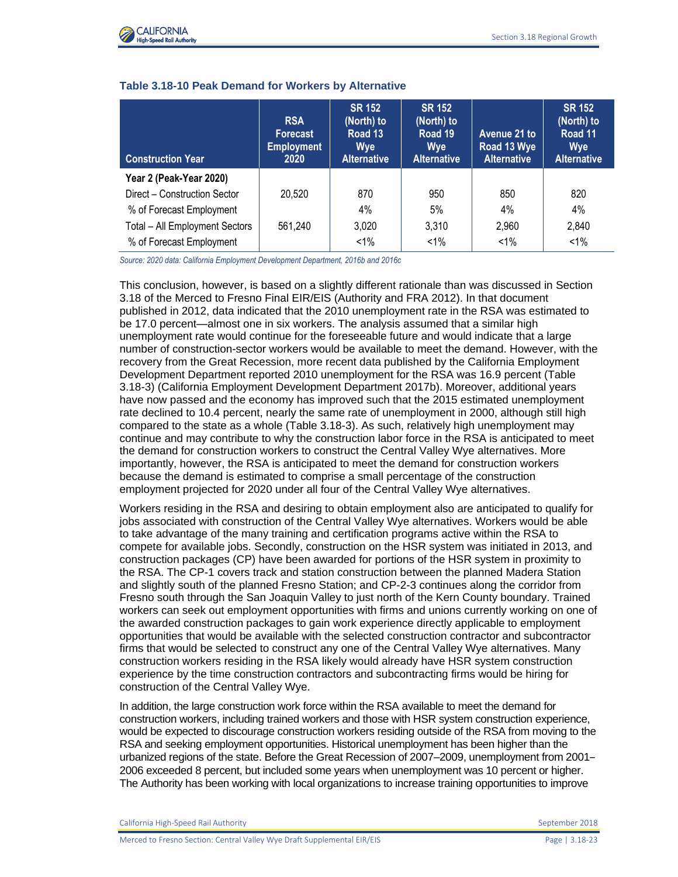**Table 3.18-10 Peak Demand for Workers by Alternative**

| Construction Year | RSA Forecast Employment 2020 | SR 152 (North) to Road 13 Wye Alternative | SR 152 (North) to Road 19 Wye Alternative | Avenue 21 to Road 13 Wye Alternative | SR 152 (North) to Road 11 Wye Alternative |
|---|---|---|---|---|---|
| **Year 2 (Peak-Year 2020)** | | | | | |
| Direct – Construction Sector | 20,520 | 870 | 950 | 850 | 820 |
| % of Forecast Employment | | 4% | 5% | 4% | 4% |
| Total – All Employment Sectors | 561,240 | 3,020 | 3,310 | 2,960 | 2,840 |
| % of Forecast Employment | | <1% | <1% | <1% | <1% |

*Source: 2020 data: California Employment Development Department, 2016b and 2016c*

This conclusion, however, is based on a slightly different rationale than was discussed in Section 3.18 of the Merced to Fresno Final EIR/EIS (Authority and FRA 2012). In that document published in 2012, data indicated that the 2010 unemployment rate in the RSA was estimated to be 17.0 percent—almost one in six workers. The analysis assumed that a similar high unemployment rate would continue for the foreseeable future and would indicate that a large number of construction-sector workers would be available to meet the demand. However, with the recovery from the Great Recession, more recent data published by the California Employment Development Department reported 2010 unemployment for the RSA was 16.9 percent (Table 3.18-3) (California Employment Development Department 2017b). Moreover, additional years have now passed and the economy has improved such that the 2015 estimated unemployment rate declined to 10.4 percent, nearly the same rate of unemployment in 2000, although still high compared to the state as a whole (Table 3.18-3). As such, relatively high unemployment may continue and may contribute to why the construction labor force in the RSA is anticipated to meet the demand for construction workers to construct the Central Valley Wye alternatives. More importantly, however, the RSA is anticipated to meet the demand for construction workers because the demand is estimated to comprise a small percentage of the construction employment projected for 2020 under all four of the Central Valley Wye alternatives.

Workers residing in the RSA and desiring to obtain employment also are anticipated to qualify for jobs associated with construction of the Central Valley Wye alternatives. Workers would be able to take advantage of the many training and certification programs active within the RSA to compete for available jobs. Secondly, construction on the HSR system was initiated in 2013, and construction packages (CP) have been awarded for portions of the HSR system in proximity to the RSA. The CP-1 covers track and station construction between the planned Madera Station and slightly south of the planned Fresno Station; and CP-2-3 continues along the corridor from Fresno south through the San Joaquin Valley to just north of the Kern County boundary. Trained workers can seek out employment opportunities with firms and unions currently working on one of the awarded construction packages to gain work experience directly applicable to employment opportunities that would be available with the selected construction contractor and subcontractor firms that would be selected to construct any one of the Central Valley Wye alternatives. Many construction workers residing in the RSA likely would already have HSR system construction experience by the time construction contractors and subcontracting firms would be hiring for construction of the Central Valley Wye.

In addition, the large construction work force within the RSA available to meet the demand for construction workers, including trained workers and those with HSR system construction experience, would be expected to discourage construction workers residing outside of the RSA from moving to the RSA and seeking employment opportunities. Historical unemployment has been higher than the urbanized regions of the state. Before the Great Recession of 2007–2009, unemployment from 2001–2006 exceeded 8 percent, but included some years when unemployment was 10 percent or higher. The Authority has been working with local organizations to increase training opportunities to improve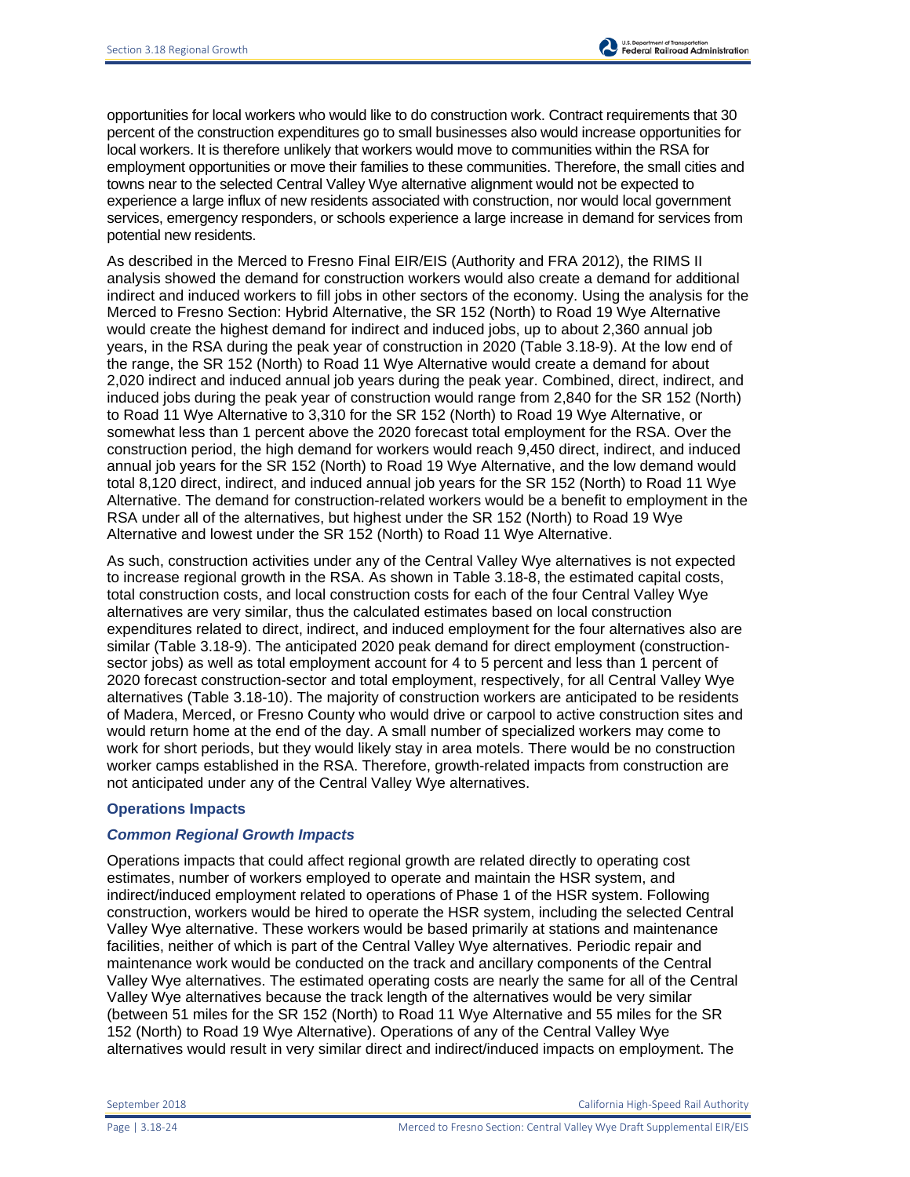opportunities for local workers who would like to do construction work. Contract requirements that 30 percent of the construction expenditures go to small businesses also would increase opportunities for local workers. It is therefore unlikely that workers would move to communities within the RSA for employment opportunities or move their families to these communities. Therefore, the small cities and towns near to the selected Central Valley Wye alternative alignment would not be expected to experience a large influx of new residents associated with construction, nor would local government services, emergency responders, or schools experience a large increase in demand for services from potential new residents.

As described in the Merced to Fresno Final EIR/EIS (Authority and FRA 2012), the RIMS II analysis showed the demand for construction workers would also create a demand for additional indirect and induced workers to fill jobs in other sectors of the economy. Using the analysis for the Merced to Fresno Section: Hybrid Alternative, the SR 152 (North) to Road 19 Wye Alternative would create the highest demand for indirect and induced jobs, up to about 2,360 annual job years, in the RSA during the peak year of construction in 2020 (Table 3.18-9). At the low end of the range, the SR 152 (North) to Road 11 Wye Alternative would create a demand for about 2,020 indirect and induced annual job years during the peak year. Combined, direct, indirect, and induced jobs during the peak year of construction would range from 2,840 for the SR 152 (North) to Road 11 Wye Alternative to 3,310 for the SR 152 (North) to Road 19 Wye Alternative, or somewhat less than 1 percent above the 2020 forecast total employment for the RSA. Over the construction period, the high demand for workers would reach 9,450 direct, indirect, and induced annual job years for the SR 152 (North) to Road 19 Wye Alternative, and the low demand would total 8,120 direct, indirect, and induced annual job years for the SR 152 (North) to Road 11 Wye Alternative. The demand for construction-related workers would be a benefit to employment in the RSA under all of the alternatives, but highest under the SR 152 (North) to Road 19 Wye Alternative and lowest under the SR 152 (North) to Road 11 Wye Alternative.

As such, construction activities under any of the Central Valley Wye alternatives is not expected to increase regional growth in the RSA. As shown in Table 3.18-8, the estimated capital costs, total construction costs, and local construction costs for each of the four Central Valley Wye alternatives are very similar, thus the calculated estimates based on local construction expenditures related to direct, indirect, and induced employment for the four alternatives also are similar (Table 3.18-9). The anticipated 2020 peak demand for direct employment (construction-sector jobs) as well as total employment account for 4 to 5 percent and less than 1 percent of 2020 forecast construction-sector and total employment, respectively, for all Central Valley Wye alternatives (Table 3.18-10). The majority of construction workers are anticipated to be residents of Madera, Merced, or Fresno County who would drive or carpool to active construction sites and would return home at the end of the day. A small number of specialized workers may come to work for short periods, but they would likely stay in area motels. There would be no construction worker camps established in the RSA. Therefore, growth-related impacts from construction are not anticipated under any of the Central Valley Wye alternatives.

### Operations Impacts

#### *Common Regional Growth Impacts*

Operations impacts that could affect regional growth are related directly to operating cost estimates, number of workers employed to operate and maintain the HSR system, and indirect/induced employment related to operations of Phase 1 of the HSR system. Following construction, workers would be hired to operate the HSR system, including the selected Central Valley Wye alternative. These workers would be based primarily at stations and maintenance facilities, neither of which is part of the Central Valley Wye alternatives. Periodic repair and maintenance work would be conducted on the track and ancillary components of the Central Valley Wye alternatives. The estimated operating costs are nearly the same for all of the Central Valley Wye alternatives because the track length of the alternatives would be very similar (between 51 miles for the SR 152 (North) to Road 11 Wye Alternative and 55 miles for the SR 152 (North) to Road 19 Wye Alternative). Operations of any of the Central Valley Wye alternatives would result in very similar direct and indirect/induced impacts on employment. The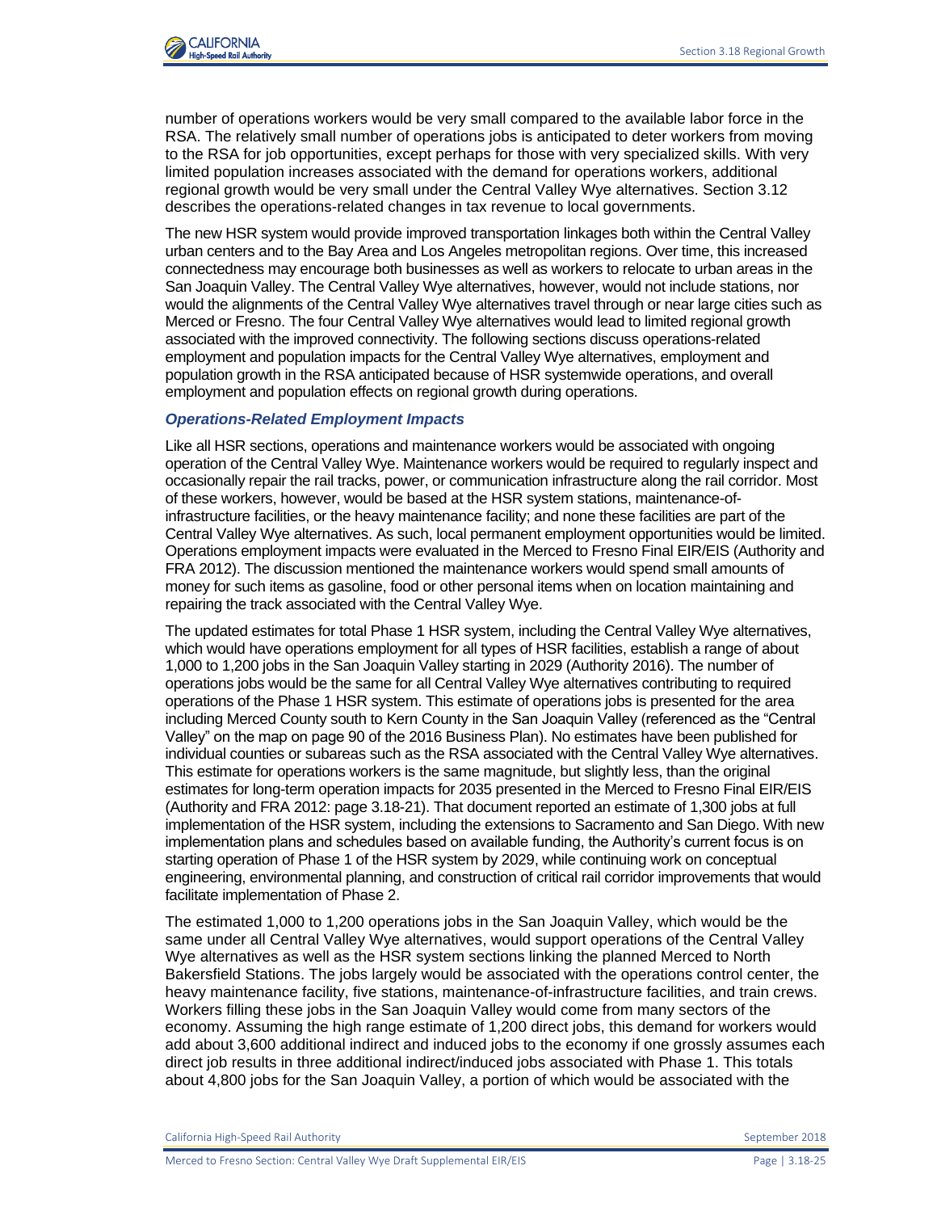number of operations workers would be very small compared to the available labor force in the RSA. The relatively small number of operations jobs is anticipated to deter workers from moving to the RSA for job opportunities, except perhaps for those with very specialized skills. With very limited population increases associated with the demand for operations workers, additional regional growth would be very small under the Central Valley Wye alternatives. Section 3.12 describes the operations-related changes in tax revenue to local governments.

The new HSR system would provide improved transportation linkages both within the Central Valley urban centers and to the Bay Area and Los Angeles metropolitan regions. Over time, this increased connectedness may encourage both businesses as well as workers to relocate to urban areas in the San Joaquin Valley. The Central Valley Wye alternatives, however, would not include stations, nor would the alignments of the Central Valley Wye alternatives travel through or near large cities such as Merced or Fresno. The four Central Valley Wye alternatives would lead to limited regional growth associated with the improved connectivity. The following sections discuss operations-related employment and population impacts for the Central Valley Wye alternatives, employment and population growth in the RSA anticipated because of HSR systemwide operations, and overall employment and population effects on regional growth during operations.

### *Operations-Related Employment Impacts*

Like all HSR sections, operations and maintenance workers would be associated with ongoing operation of the Central Valley Wye. Maintenance workers would be required to regularly inspect and occasionally repair the rail tracks, power, or communication infrastructure along the rail corridor. Most of these workers, however, would be based at the HSR system stations, maintenance-of-infrastructure facilities, or the heavy maintenance facility; and none these facilities are part of the Central Valley Wye alternatives. As such, local permanent employment opportunities would be limited. Operations employment impacts were evaluated in the Merced to Fresno Final EIR/EIS (Authority and FRA 2012). The discussion mentioned the maintenance workers would spend small amounts of money for such items as gasoline, food or other personal items when on location maintaining and repairing the track associated with the Central Valley Wye.

The updated estimates for total Phase 1 HSR system, including the Central Valley Wye alternatives, which would have operations employment for all types of HSR facilities, establish a range of about 1,000 to 1,200 jobs in the San Joaquin Valley starting in 2029 (Authority 2016). The number of operations jobs would be the same for all Central Valley Wye alternatives contributing to required operations of the Phase 1 HSR system. This estimate of operations jobs is presented for the area including Merced County south to Kern County in the San Joaquin Valley (referenced as the "Central Valley" on the map on page 90 of the 2016 Business Plan). No estimates have been published for individual counties or subareas such as the RSA associated with the Central Valley Wye alternatives. This estimate for operations workers is the same magnitude, but slightly less, than the original estimates for long-term operation impacts for 2035 presented in the Merced to Fresno Final EIR/EIS (Authority and FRA 2012: page 3.18-21). That document reported an estimate of 1,300 jobs at full implementation of the HSR system, including the extensions to Sacramento and San Diego. With new implementation plans and schedules based on available funding, the Authority's current focus is on starting operation of Phase 1 of the HSR system by 2029, while continuing work on conceptual engineering, environmental planning, and construction of critical rail corridor improvements that would facilitate implementation of Phase 2.

The estimated 1,000 to 1,200 operations jobs in the San Joaquin Valley, which would be the same under all Central Valley Wye alternatives, would support operations of the Central Valley Wye alternatives as well as the HSR system sections linking the planned Merced to North Bakersfield Stations. The jobs largely would be associated with the operations control center, the heavy maintenance facility, five stations, maintenance-of-infrastructure facilities, and train crews. Workers filling these jobs in the San Joaquin Valley would come from many sectors of the economy. Assuming the high range estimate of 1,200 direct jobs, this demand for workers would add about 3,600 additional indirect and induced jobs to the economy if one grossly assumes each direct job results in three additional indirect/induced jobs associated with Phase 1. This totals about 4,800 jobs for the San Joaquin Valley, a portion of which would be associated with the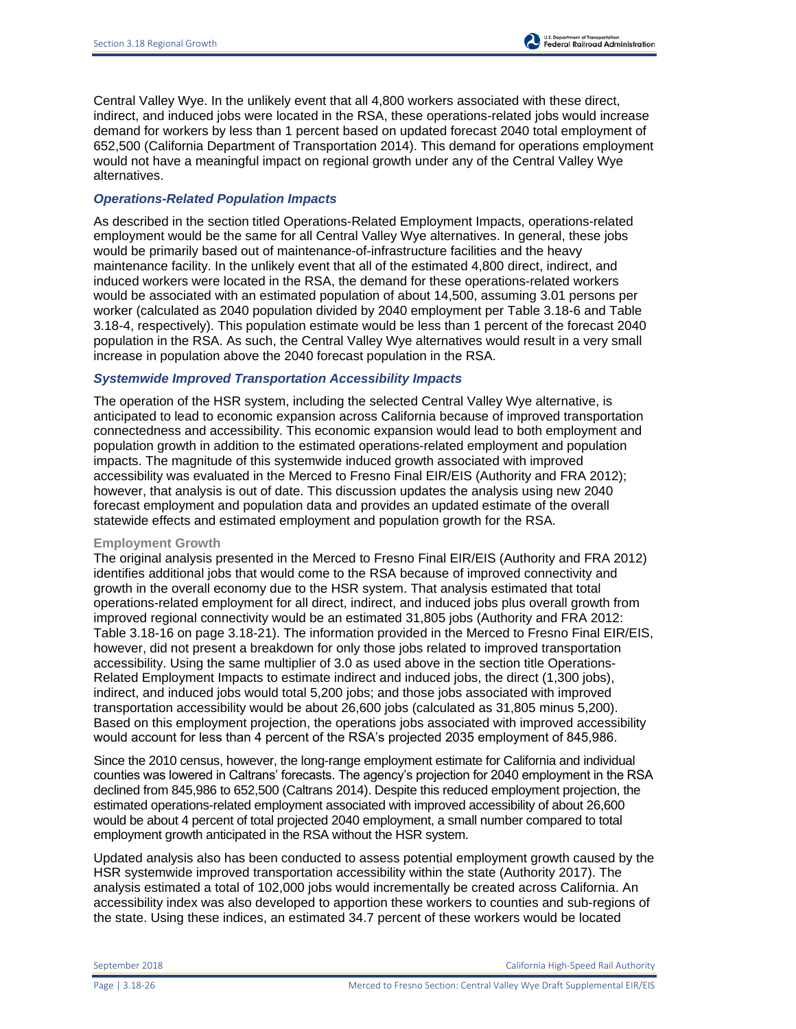Central Valley Wye. In the unlikely event that all 4,800 workers associated with these direct, indirect, and induced jobs were located in the RSA, these operations-related jobs would increase demand for workers by less than 1 percent based on updated forecast 2040 total employment of 652,500 (California Department of Transportation 2014). This demand for operations employment would not have a meaningful impact on regional growth under any of the Central Valley Wye alternatives.

### *Operations-Related Population Impacts*

As described in the section titled Operations-Related Employment Impacts, operations-related employment would be the same for all Central Valley Wye alternatives. In general, these jobs would be primarily based out of maintenance-of-infrastructure facilities and the heavy maintenance facility. In the unlikely event that all of the estimated 4,800 direct, indirect, and induced workers were located in the RSA, the demand for these operations-related workers would be associated with an estimated population of about 14,500, assuming 3.01 persons per worker (calculated as 2040 population divided by 2040 employment per Table 3.18-6 and Table 3.18-4, respectively). This population estimate would be less than 1 percent of the forecast 2040 population in the RSA. As such, the Central Valley Wye alternatives would result in a very small increase in population above the 2040 forecast population in the RSA.

### *Systemwide Improved Transportation Accessibility Impacts*

The operation of the HSR system, including the selected Central Valley Wye alternative, is anticipated to lead to economic expansion across California because of improved transportation connectedness and accessibility. This economic expansion would lead to both employment and population growth in addition to the estimated operations-related employment and population impacts. The magnitude of this systemwide induced growth associated with improved accessibility was evaluated in the Merced to Fresno Final EIR/EIS (Authority and FRA 2012); however, that analysis is out of date. This discussion updates the analysis using new 2040 forecast employment and population data and provides an updated estimate of the overall statewide effects and estimated employment and population growth for the RSA.

#### Employment Growth

The original analysis presented in the Merced to Fresno Final EIR/EIS (Authority and FRA 2012) identifies additional jobs that would come to the RSA because of improved connectivity and growth in the overall economy due to the HSR system. That analysis estimated that total operations-related employment for all direct, indirect, and induced jobs plus overall growth from improved regional connectivity would be an estimated 31,805 jobs (Authority and FRA 2012: Table 3.18-16 on page 3.18-21). The information provided in the Merced to Fresno Final EIR/EIS, however, did not present a breakdown for only those jobs related to improved transportation accessibility. Using the same multiplier of 3.0 as used above in the section title Operations-Related Employment Impacts to estimate indirect and induced jobs, the direct (1,300 jobs), indirect, and induced jobs would total 5,200 jobs; and those jobs associated with improved transportation accessibility would be about 26,600 jobs (calculated as 31,805 minus 5,200). Based on this employment projection, the operations jobs associated with improved accessibility would account for less than 4 percent of the RSA's projected 2035 employment of 845,986.

Since the 2010 census, however, the long-range employment estimate for California and individual counties was lowered in Caltrans' forecasts. The agency's projection for 2040 employment in the RSA declined from 845,986 to 652,500 (Caltrans 2014). Despite this reduced employment projection, the estimated operations-related employment associated with improved accessibility of about 26,600 would be about 4 percent of total projected 2040 employment, a small number compared to total employment growth anticipated in the RSA without the HSR system.

Updated analysis also has been conducted to assess potential employment growth caused by the HSR systemwide improved transportation accessibility within the state (Authority 2017). The analysis estimated a total of 102,000 jobs would incrementally be created across California. An accessibility index was also developed to apportion these workers to counties and sub-regions of the state. Using these indices, an estimated 34.7 percent of these workers would be located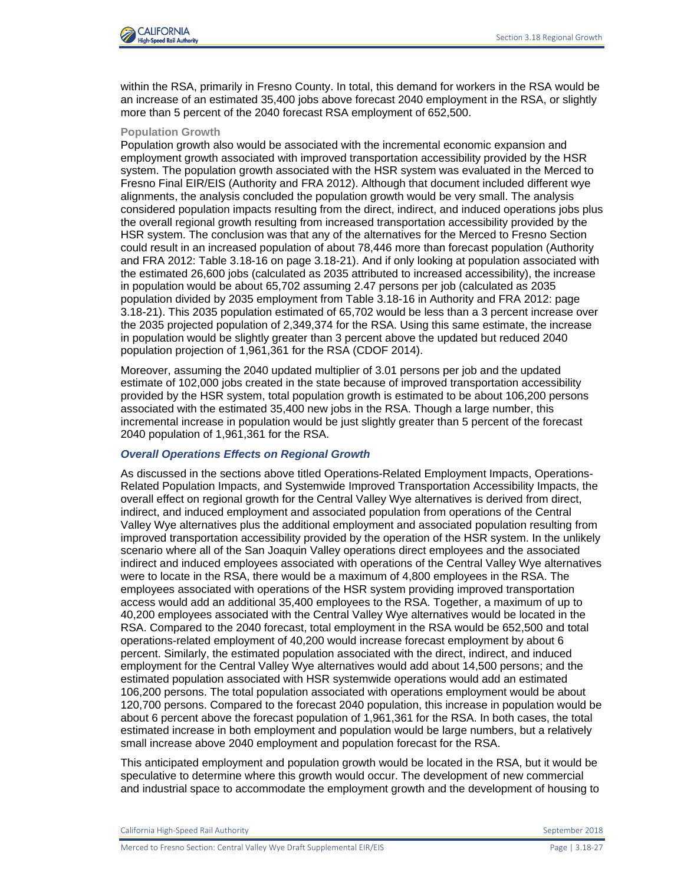within the RSA, primarily in Fresno County. In total, this demand for workers in the RSA would be an increase of an estimated 35,400 jobs above forecast 2040 employment in the RSA, or slightly more than 5 percent of the 2040 forecast RSA employment of 652,500.

#### Population Growth

Population growth also would be associated with the incremental economic expansion and employment growth associated with improved transportation accessibility provided by the HSR system. The population growth associated with the HSR system was evaluated in the Merced to Fresno Final EIR/EIS (Authority and FRA 2012). Although that document included different wye alignments, the analysis concluded the population growth would be very small. The analysis considered population impacts resulting from the direct, indirect, and induced operations jobs plus the overall regional growth resulting from increased transportation accessibility provided by the HSR system. The conclusion was that any of the alternatives for the Merced to Fresno Section could result in an increased population of about 78,446 more than forecast population (Authority and FRA 2012: Table 3.18-16 on page 3.18-21). And if only looking at population associated with the estimated 26,600 jobs (calculated as 2035 attributed to increased accessibility), the increase in population would be about 65,702 assuming 2.47 persons per job (calculated as 2035 population divided by 2035 employment from Table 3.18-16 in Authority and FRA 2012: page 3.18-21). This 2035 population estimated of 65,702 would be less than a 3 percent increase over the 2035 projected population of 2,349,374 for the RSA. Using this same estimate, the increase in population would be slightly greater than 3 percent above the updated but reduced 2040 population projection of 1,961,361 for the RSA (CDOF 2014).

Moreover, assuming the 2040 updated multiplier of 3.01 persons per job and the updated estimate of 102,000 jobs created in the state because of improved transportation accessibility provided by the HSR system, total population growth is estimated to be about 106,200 persons associated with the estimated 35,400 new jobs in the RSA. Though a large number, this incremental increase in population would be just slightly greater than 5 percent of the forecast 2040 population of 1,961,361 for the RSA.

### *Overall Operations Effects on Regional Growth*

As discussed in the sections above titled Operations-Related Employment Impacts, Operations-Related Population Impacts, and Systemwide Improved Transportation Accessibility Impacts, the overall effect on regional growth for the Central Valley Wye alternatives is derived from direct, indirect, and induced employment and associated population from operations of the Central Valley Wye alternatives plus the additional employment and associated population resulting from improved transportation accessibility provided by the operation of the HSR system. In the unlikely scenario where all of the San Joaquin Valley operations direct employees and the associated indirect and induced employees associated with operations of the Central Valley Wye alternatives were to locate in the RSA, there would be a maximum of 4,800 employees in the RSA. The employees associated with operations of the HSR system providing improved transportation access would add an additional 35,400 employees to the RSA. Together, a maximum of up to 40,200 employees associated with the Central Valley Wye alternatives would be located in the RSA. Compared to the 2040 forecast, total employment in the RSA would be 652,500 and total operations-related employment of 40,200 would increase forecast employment by about 6 percent. Similarly, the estimated population associated with the direct, indirect, and induced employment for the Central Valley Wye alternatives would add about 14,500 persons; and the estimated population associated with HSR systemwide operations would add an estimated 106,200 persons. The total population associated with operations employment would be about 120,700 persons. Compared to the forecast 2040 population, this increase in population would be about 6 percent above the forecast population of 1,961,361 for the RSA. In both cases, the total estimated increase in both employment and population would be large numbers, but a relatively small increase above 2040 employment and population forecast for the RSA.

This anticipated employment and population growth would be located in the RSA, but it would be speculative to determine where this growth would occur. The development of new commercial and industrial space to accommodate the employment growth and the development of housing to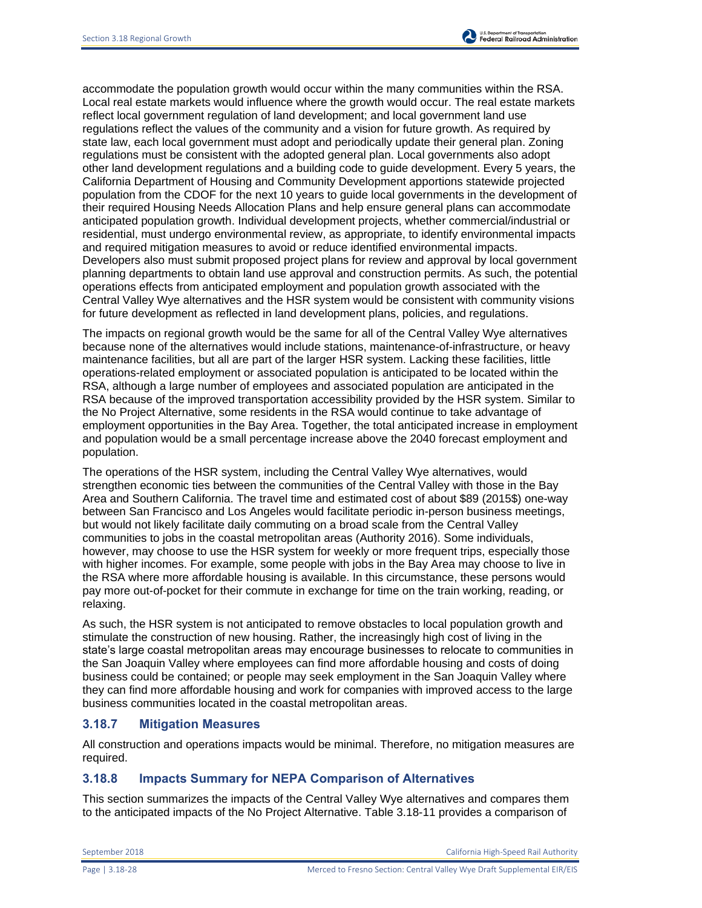accommodate the population growth would occur within the many communities within the RSA. Local real estate markets would influence where the growth would occur. The real estate markets reflect local government regulation of land development; and local government land use regulations reflect the values of the community and a vision for future growth. As required by state law, each local government must adopt and periodically update their general plan. Zoning regulations must be consistent with the adopted general plan. Local governments also adopt other land development regulations and a building code to guide development. Every 5 years, the California Department of Housing and Community Development apportions statewide projected population from the CDOF for the next 10 years to guide local governments in the development of their required Housing Needs Allocation Plans and help ensure general plans can accommodate anticipated population growth. Individual development projects, whether commercial/industrial or residential, must undergo environmental review, as appropriate, to identify environmental impacts and required mitigation measures to avoid or reduce identified environmental impacts. Developers also must submit proposed project plans for review and approval by local government planning departments to obtain land use approval and construction permits. As such, the potential operations effects from anticipated employment and population growth associated with the Central Valley Wye alternatives and the HSR system would be consistent with community visions for future development as reflected in land development plans, policies, and regulations.

The impacts on regional growth would be the same for all of the Central Valley Wye alternatives because none of the alternatives would include stations, maintenance-of-infrastructure, or heavy maintenance facilities, but all are part of the larger HSR system. Lacking these facilities, little operations-related employment or associated population is anticipated to be located within the RSA, although a large number of employees and associated population are anticipated in the RSA because of the improved transportation accessibility provided by the HSR system. Similar to the No Project Alternative, some residents in the RSA would continue to take advantage of employment opportunities in the Bay Area. Together, the total anticipated increase in employment and population would be a small percentage increase above the 2040 forecast employment and population.

The operations of the HSR system, including the Central Valley Wye alternatives, would strengthen economic ties between the communities of the Central Valley with those in the Bay Area and Southern California. The travel time and estimated cost of about $89 (2015$) one-way between San Francisco and Los Angeles would facilitate periodic in-person business meetings, but would not likely facilitate daily commuting on a broad scale from the Central Valley communities to jobs in the coastal metropolitan areas (Authority 2016). Some individuals, however, may choose to use the HSR system for weekly or more frequent trips, especially those with higher incomes. For example, some people with jobs in the Bay Area may choose to live in the RSA where more affordable housing is available. In this circumstance, these persons would pay more out-of-pocket for their commute in exchange for time on the train working, reading, or relaxing.

As such, the HSR system is not anticipated to remove obstacles to local population growth and stimulate the construction of new housing. Rather, the increasingly high cost of living in the state's large coastal metropolitan areas may encourage businesses to relocate to communities in the San Joaquin Valley where employees can find more affordable housing and costs of doing business could be contained; or people may seek employment in the San Joaquin Valley where they can find more affordable housing and work for companies with improved access to the large business communities located in the coastal metropolitan areas.

### 3.18.7 Mitigation Measures

All construction and operations impacts would be minimal. Therefore, no mitigation measures are required.

### 3.18.8 Impacts Summary for NEPA Comparison of Alternatives

This section summarizes the impacts of the Central Valley Wye alternatives and compares them to the anticipated impacts of the No Project Alternative. Table 3.18-11 provides a comparison of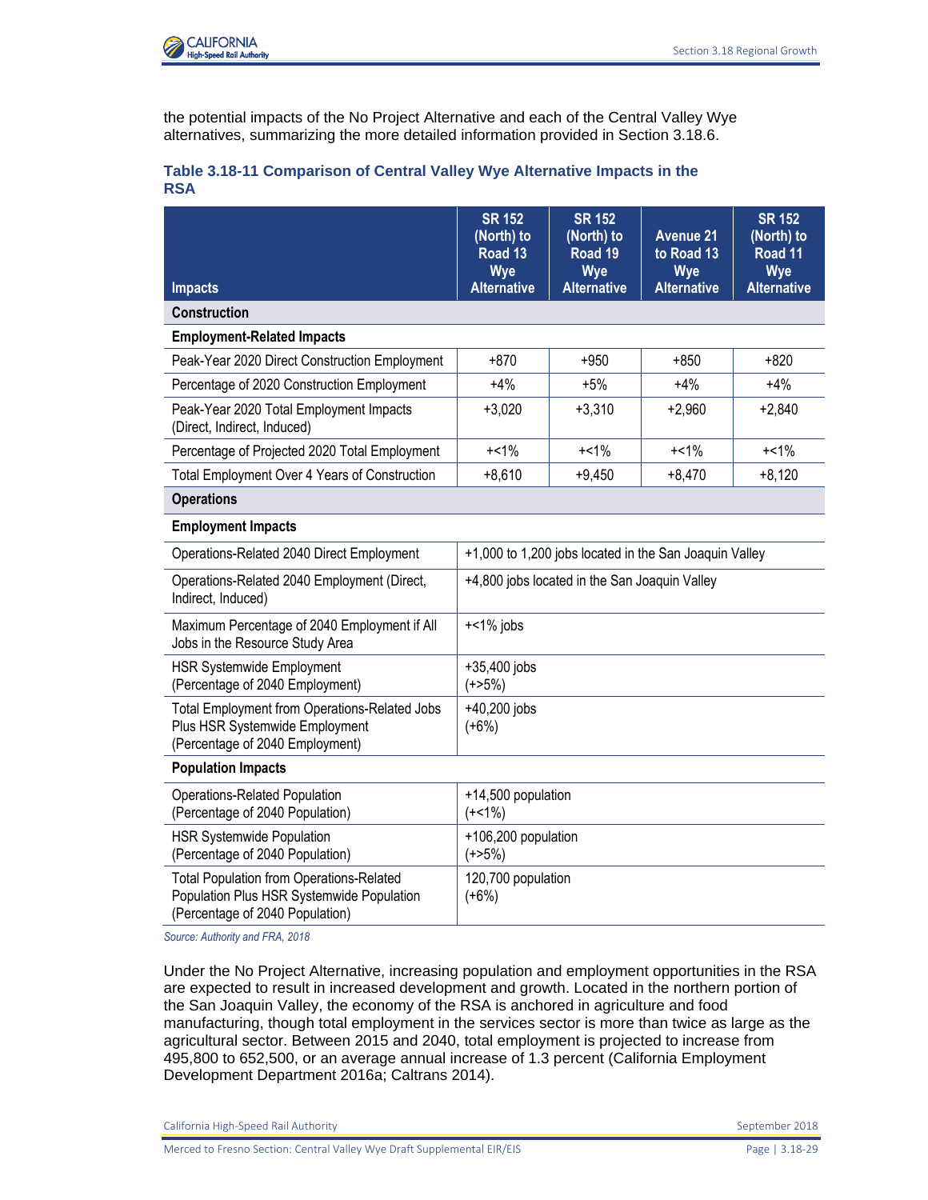the potential impacts of the No Project Alternative and each of the Central Valley Wye alternatives, summarizing the more detailed information provided in Section 3.18.6.

**Table 3.18-11 Comparison of Central Valley Wye Alternative Impacts in the RSA**

| Impacts | SR 152 (North) to Road 13 Wye Alternative | SR 152 (North) to Road 19 Wye Alternative | Avenue 21 to Road 13 Wye Alternative | SR 152 (North) to Road 11 Wye Alternative |
|---|---|---|---|---|
| **Construction** | | | | |
| **Employment-Related Impacts** | | | | |
| Peak-Year 2020 Direct Construction Employment | +870 | +950 | +850 | +820 |
| Percentage of 2020 Construction Employment | +4% | +5% | +4% | +4% |
| Peak-Year 2020 Total Employment Impacts (Direct, Indirect, Induced) | +3,020 | +3,310 | +2,960 | +2,840 |
| Percentage of Projected 2020 Total Employment | +<1% | +<1% | +<1% | +<1% |
| Total Employment Over 4 Years of Construction | +8,610 | +9,450 | +8,470 | +8,120 |
| **Operations** | | | | |
| **Employment Impacts** | | | | |
| Operations-Related 2040 Direct Employment | +1,000 to 1,200 jobs located in the San Joaquin Valley | | | |
| Operations-Related 2040 Employment (Direct, Indirect, Induced) | +4,800 jobs located in the San Joaquin Valley | | | |
| Maximum Percentage of 2040 Employment if All Jobs in the Resource Study Area | +<1% jobs | | | |
| HSR Systemwide Employment (Percentage of 2040 Employment) | +35,400 jobs (+>5%) | | | |
| Total Employment from Operations-Related Jobs Plus HSR Systemwide Employment (Percentage of 2040 Employment) | +40,200 jobs (+6%) | | | |
| **Population Impacts** | | | | |
| Operations-Related Population (Percentage of 2040 Population) | +14,500 population (+<1%) | | | |
| HSR Systemwide Population (Percentage of 2040 Population) | +106,200 population (+>5%) | | | |
| Total Population from Operations-Related Population Plus HSR Systemwide Population (Percentage of 2040 Population) | 120,700 population (+6%) | | | |

*Source: Authority and FRA, 2018*

Under the No Project Alternative, increasing population and employment opportunities in the RSA are expected to result in increased development and growth. Located in the northern portion of the San Joaquin Valley, the economy of the RSA is anchored in agriculture and food manufacturing, though total employment in the services sector is more than twice as large as the agricultural sector. Between 2015 and 2040, total employment is projected to increase from 495,800 to 652,500, or an average annual increase of 1.3 percent (California Employment Development Department 2016a; Caltrans 2014).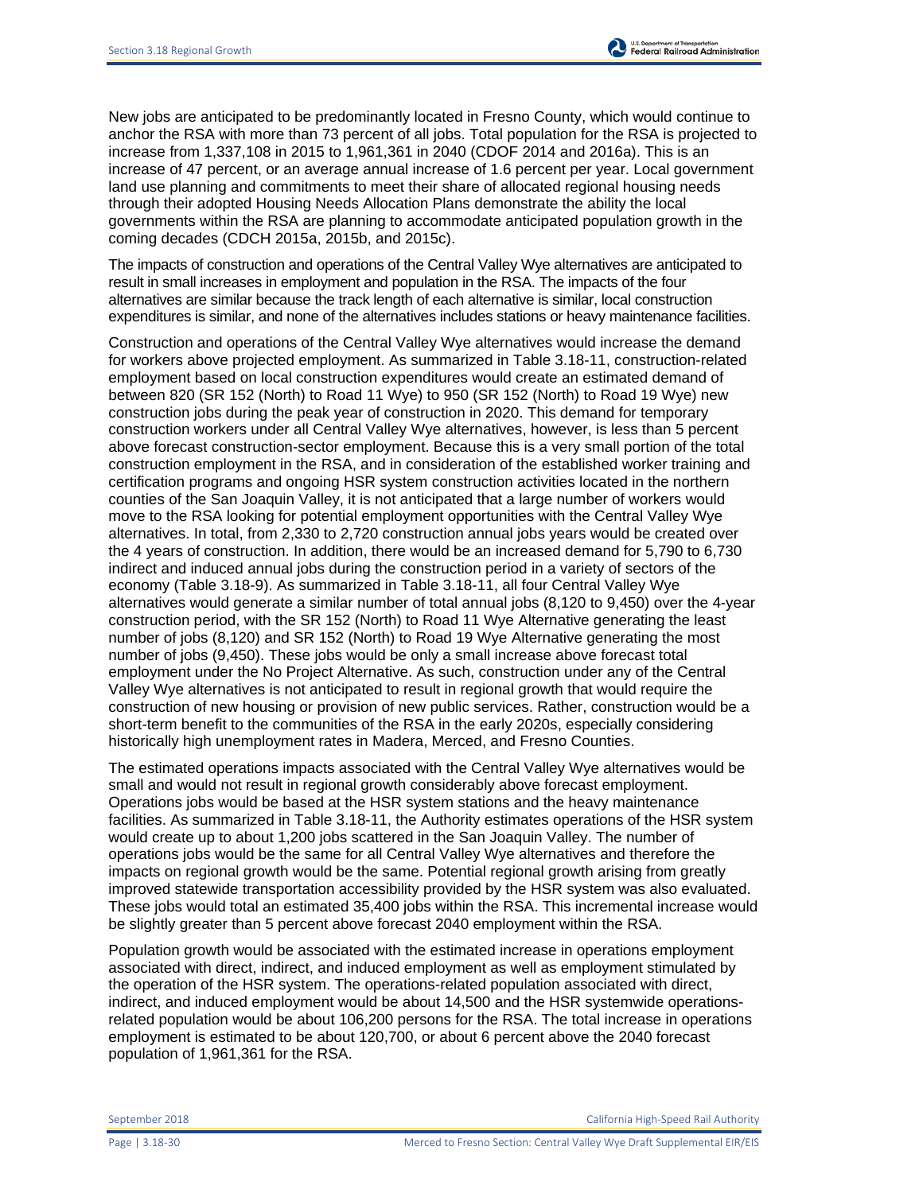New jobs are anticipated to be predominantly located in Fresno County, which would continue to anchor the RSA with more than 73 percent of all jobs. Total population for the RSA is projected to increase from 1,337,108 in 2015 to 1,961,361 in 2040 (CDOF 2014 and 2016a). This is an increase of 47 percent, or an average annual increase of 1.6 percent per year. Local government land use planning and commitments to meet their share of allocated regional housing needs through their adopted Housing Needs Allocation Plans demonstrate the ability the local governments within the RSA are planning to accommodate anticipated population growth in the coming decades (CDCH 2015a, 2015b, and 2015c).

The impacts of construction and operations of the Central Valley Wye alternatives are anticipated to result in small increases in employment and population in the RSA. The impacts of the four alternatives are similar because the track length of each alternative is similar, local construction expenditures is similar, and none of the alternatives includes stations or heavy maintenance facilities.

Construction and operations of the Central Valley Wye alternatives would increase the demand for workers above projected employment. As summarized in Table 3.18-11, construction-related employment based on local construction expenditures would create an estimated demand of between 820 (SR 152 (North) to Road 11 Wye) to 950 (SR 152 (North) to Road 19 Wye) new construction jobs during the peak year of construction in 2020. This demand for temporary construction workers under all Central Valley Wye alternatives, however, is less than 5 percent above forecast construction-sector employment. Because this is a very small portion of the total construction employment in the RSA, and in consideration of the established worker training and certification programs and ongoing HSR system construction activities located in the northern counties of the San Joaquin Valley, it is not anticipated that a large number of workers would move to the RSA looking for potential employment opportunities with the Central Valley Wye alternatives. In total, from 2,330 to 2,720 construction annual jobs years would be created over the 4 years of construction. In addition, there would be an increased demand for 5,790 to 6,730 indirect and induced annual jobs during the construction period in a variety of sectors of the economy (Table 3.18-9). As summarized in Table 3.18-11, all four Central Valley Wye alternatives would generate a similar number of total annual jobs (8,120 to 9,450) over the 4-year construction period, with the SR 152 (North) to Road 11 Wye Alternative generating the least number of jobs (8,120) and SR 152 (North) to Road 19 Wye Alternative generating the most number of jobs (9,450). These jobs would be only a small increase above forecast total employment under the No Project Alternative. As such, construction under any of the Central Valley Wye alternatives is not anticipated to result in regional growth that would require the construction of new housing or provision of new public services. Rather, construction would be a short-term benefit to the communities of the RSA in the early 2020s, especially considering historically high unemployment rates in Madera, Merced, and Fresno Counties.

The estimated operations impacts associated with the Central Valley Wye alternatives would be small and would not result in regional growth considerably above forecast employment. Operations jobs would be based at the HSR system stations and the heavy maintenance facilities. As summarized in Table 3.18-11, the Authority estimates operations of the HSR system would create up to about 1,200 jobs scattered in the San Joaquin Valley. The number of operations jobs would be the same for all Central Valley Wye alternatives and therefore the impacts on regional growth would be the same. Potential regional growth arising from greatly improved statewide transportation accessibility provided by the HSR system was also evaluated. These jobs would total an estimated 35,400 jobs within the RSA. This incremental increase would be slightly greater than 5 percent above forecast 2040 employment within the RSA.

Population growth would be associated with the estimated increase in operations employment associated with direct, indirect, and induced employment as well as employment stimulated by the operation of the HSR system. The operations-related population associated with direct, indirect, and induced employment would be about 14,500 and the HSR systemwide operations-related population would be about 106,200 persons for the RSA. The total increase in operations employment is estimated to be about 120,700, or about 6 percent above the 2040 forecast population of 1,961,361 for the RSA.